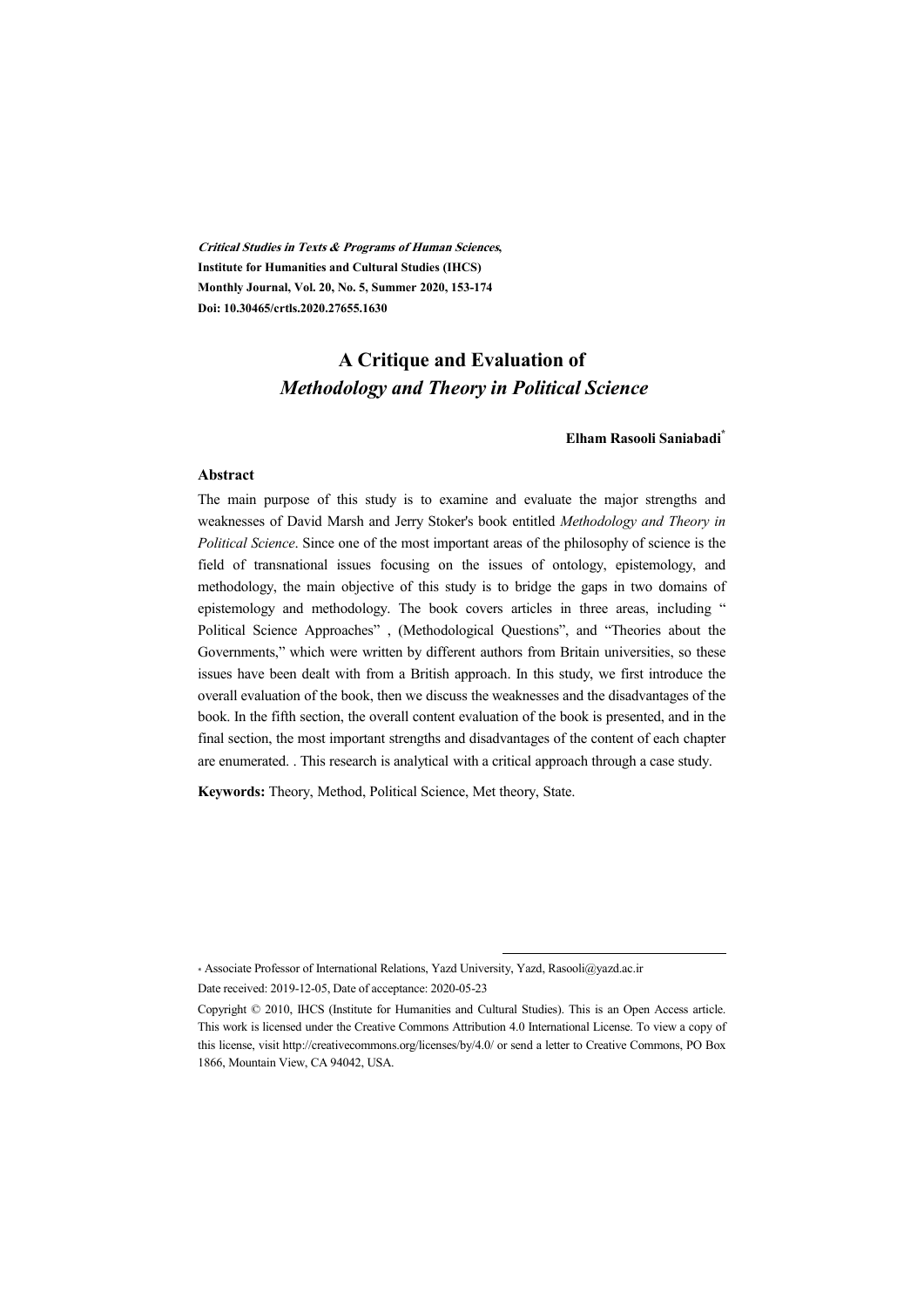***Critical Studies in Texts & Programs of Human Sciences*,**
**Institute for Humanities and Cultural Studies (IHCS)**
**Monthly Journal, Vol. 20, No. 5, Summer 2020, 153-174**
**Doi: 10.30465/crtls.2020.27655.1630**

# A Critique and Evaluation of *Methodology and Theory in Political Science*

**Elham Rasooli Saniabadi***

### Abstract

The main purpose of this study is to examine and evaluate the major strengths and weaknesses of David Marsh and Jerry Stoker's book entitled *Methodology and Theory in Political Science*. Since one of the most important areas of the philosophy of science is the field of transnational issues focusing on the issues of ontology, epistemology, and methodology, the main objective of this study is to bridge the gaps in two domains of epistemology and methodology. The book covers articles in three areas, including " Political Science Approaches" , (Methodological Questions", and "Theories about the Governments," which were written by different authors from Britain universities, so these issues have been dealt with from a British approach. In this study, we first introduce the overall evaluation of the book, then we discuss the weaknesses and the disadvantages of the book. In the fifth section, the overall content evaluation of the book is presented, and in the final section, the most important strengths and disadvantages of the content of each chapter are enumerated. . This research is analytical with a critical approach through a case study.

**Keywords:** Theory, Method, Political Science, Met theory, State.

---

* Associate Professor of International Relations, Yazd University, Yazd, Rasooli@yazd.ac.ir

Date received: 2019-12-05, Date of acceptance: 2020-05-23

Copyright © 2010, IHCS (Institute for Humanities and Cultural Studies). This is an Open Access article. This work is licensed under the Creative Commons Attribution 4.0 International License. To view a copy of this license, visit http://creativecommons.org/licenses/by/4.0/ or send a letter to Creative Commons, PO Box 1866, Mountain View, CA 94042, USA.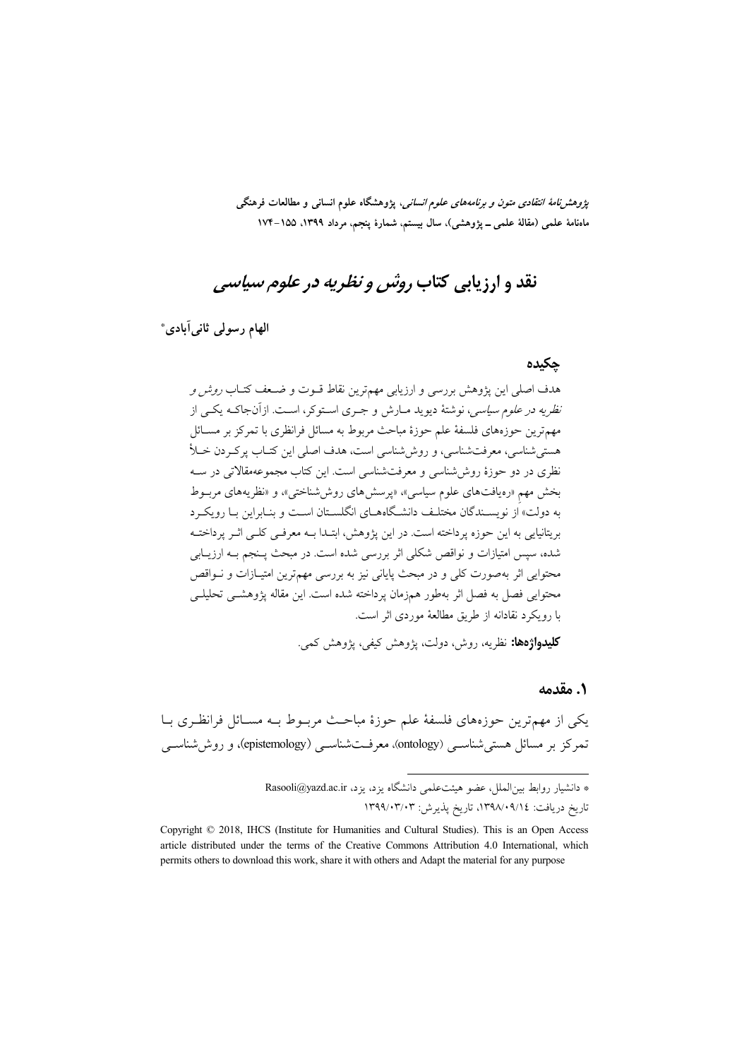# نقد و ارزیابی کتاب *روش و نظریه در علوم سیاسی*

**الهام رسولی ثانی‌آبادی***

## چکیده

هدف اصلی این پژوهش بررسی و ارزیابی مهم‌ترین نقاط قوت و ضعف کتاب *روش و نظریه در علوم سیاسی*، نوشتهٔ دیوید مارش و جری استوکر، است. ازآن‌جاکه یکی از مهم‌ترین حوزه‌های فلسفهٔ علم حوزهٔ مباحث مربوط به مسائل فرانظری با تمرکز بر مسائل هستی‌شناسی، معرفت‌شناسی، و روش‌شناسی است، هدف اصلی این کتاب پرکردن خلأ نظری در دو حوزهٔ روش‌شناسی و معرفت‌شناسی است. این کتاب مجموعه‌مقالاتی در سه بخش مهم «رهیافت‌های علوم سیاسی»، «پرسش‌های روش‌شناختی»، و «نظریه‌های مربوط به دولت» از نویسندگان مختلف دانشگاه‌های انگلستان است و بنابراین با رویکرد بریتانیایی به این حوزه پرداخته است. در این پژوهش، ابتدا به معرفی کلی اثر پرداخته شده، سپس امتیازات و نواقص شکلی اثر بررسی شده است. در مبحث پنجم به ارزیابی محتوایی اثر به‌صورت کلی و در مبحث پایانی نیز به بررسی مهم‌ترین امتیازات و نواقص محتوایی فصل به فصل اثر به‌طور هم‌زمان پرداخته شده است. این مقاله پژوهشی تحلیلی با رویکرد نقادانه از طریق مطالعهٔ موردی اثر است.

**کلیدواژه‌ها:** نظریه، روش، دولت، پژوهش کیفی، پژوهش کمی.

## ۱. مقدمه

یکی از مهم‌ترین حوزه‌های فلسفهٔ علم حوزهٔ مباحث مربوط به مسائل فرانظری با تمرکز بر مسائل هستی‌شناسی (ontology)، معرفت‌شناسی (epistemology)، و روش‌شناسی

---

* دانشیار روابط بین‌الملل، عضو هیئت‌علمی دانشگاه یزد، یزد، Rasooli@yazd.ac.ir

تاریخ دریافت: ۱۳۹۸/۰۹/۱۴، تاریخ پذیرش: ۱۳۹۹/۰۳/۰۳

Copyright © 2018, IHCS (Institute for Humanities and Cultural Studies). This is an Open Access article distributed under the terms of the Creative Commons Attribution 4.0 International, which permits others to download this work, share it with others and Adapt the material for any purpose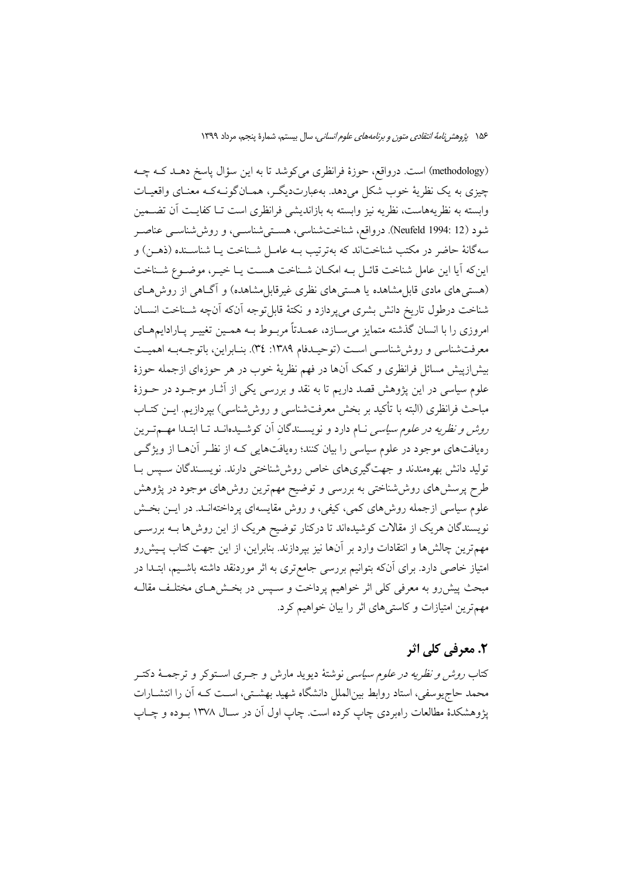(methodology) است. درواقع، حوزهٔ فرانظری می‌کوشد تا به این سؤال پاسخ دهد که چه چیزی به یک نظریهٔ خوب شکل می‌دهد. به‌عبارت‌دیگر، همان‌گونه‌که معنای واقعیات وابسته به نظریه‌هاست، نظریه نیز وابسته به بازاندیشی فرانظری است تا کفایت آن تضمین شود (Neufeld 1994: 12). درواقع، شناخت‌شناسی، هستی‌شناسی، و روش‌شناسی عناصر سه‌گانهٔ حاضر در مکتب شناخت‌اند که به‌ترتیب به عامل شناخت یا شناسنده (ذهن) و این‌که آیا این عامل شناخت قائل به امکان شناخت هست یا خیر، موضوع شناخت (هستی‌های مادی قابل‌مشاهده یا هستی‌های نظری غیرقابل‌مشاهده) و آگاهی از روش‌های شناخت درطول تاریخ دانش بشری می‌پردازد و نکتهٔ قابل‌توجه آن‌که آن‌چه شناخت انسان امروزی را با انسان گذشته متمایز می‌سازد، عمدتاً مربوط به همین تغییر پارادایم‌های معرفت‌شناسی و روش‌شناسی است (توحیدفام ۱۳۸۹: ۳۴). بنابراین، باتوجه‌به اهمیت بیش‌ازپیش مسائل فرانظری و کمک آن‌ها در فهم نظریهٔ خوب در هر حوزه‌ای ازجمله حوزهٔ علوم سیاسی در این پژوهش قصد داریم تا به نقد و بررسی یکی از آثار موجود در حوزهٔ مباحث فرانظری (البته با تأکید بر بخش معرفت‌شناسی و روش‌شناسی) بپردازیم. این کتاب *روش و نظریه در علوم سیاسی* نام دارد و نویسندگان آن کوشیده‌اند تا ابتدا مهم‌ترین رهیافت‌های موجود در علوم سیاسی را بیان کنند؛ رهیافت‌هایی که از نظر آن‌ها از ویژگی تولید دانش بهره‌مندند و جهت‌گیری‌های خاص روش‌شناختی دارند. نویسندگان سپس با طرح پرسش‌های روش‌شناختی به بررسی و توضیح مهم‌ترین روش‌های موجود در پژوهش علوم سیاسی ازجمله روش‌های کمی، کیفی، و روش مقایسه‌ای پرداخته‌اند. در این بخش نویسندگان هریک از مقالات کوشیده‌اند تا درکنار توضیح هریک از این روش‌ها به بررسی مهم‌ترین چالش‌ها و انتقادات وارد بر آن‌ها نیز بپردازند. بنابراین، از این جهت کتاب پیش‌رو امتیاز خاصی دارد. برای آن‌که بتوانیم بررسی جامع‌تری به اثر موردنقد داشته باشیم، ابتدا در مبحث پیش‌رو به معرفی کلی اثر خواهیم پرداخت و سپس در بخش‌های مختلف مقاله مهم‌ترین امتیازات و کاستی‌های اثر را بیان خواهیم کرد.

## ۲. معرفی کلی اثر

کتاب *روش و نظریه در علوم سیاسی* نوشتهٔ دیوید مارش و جری استوکر و ترجمهٔ دکتر محمد حاج‌یوسفی، استاد روابط بین‌الملل دانشگاه شهید بهشتی، است که آن را انتشارات پژوهشکدهٔ مطالعات راهبردی چاپ کرده است. چاپ اول آن در سال ۱۳۷۸ بوده و چاپ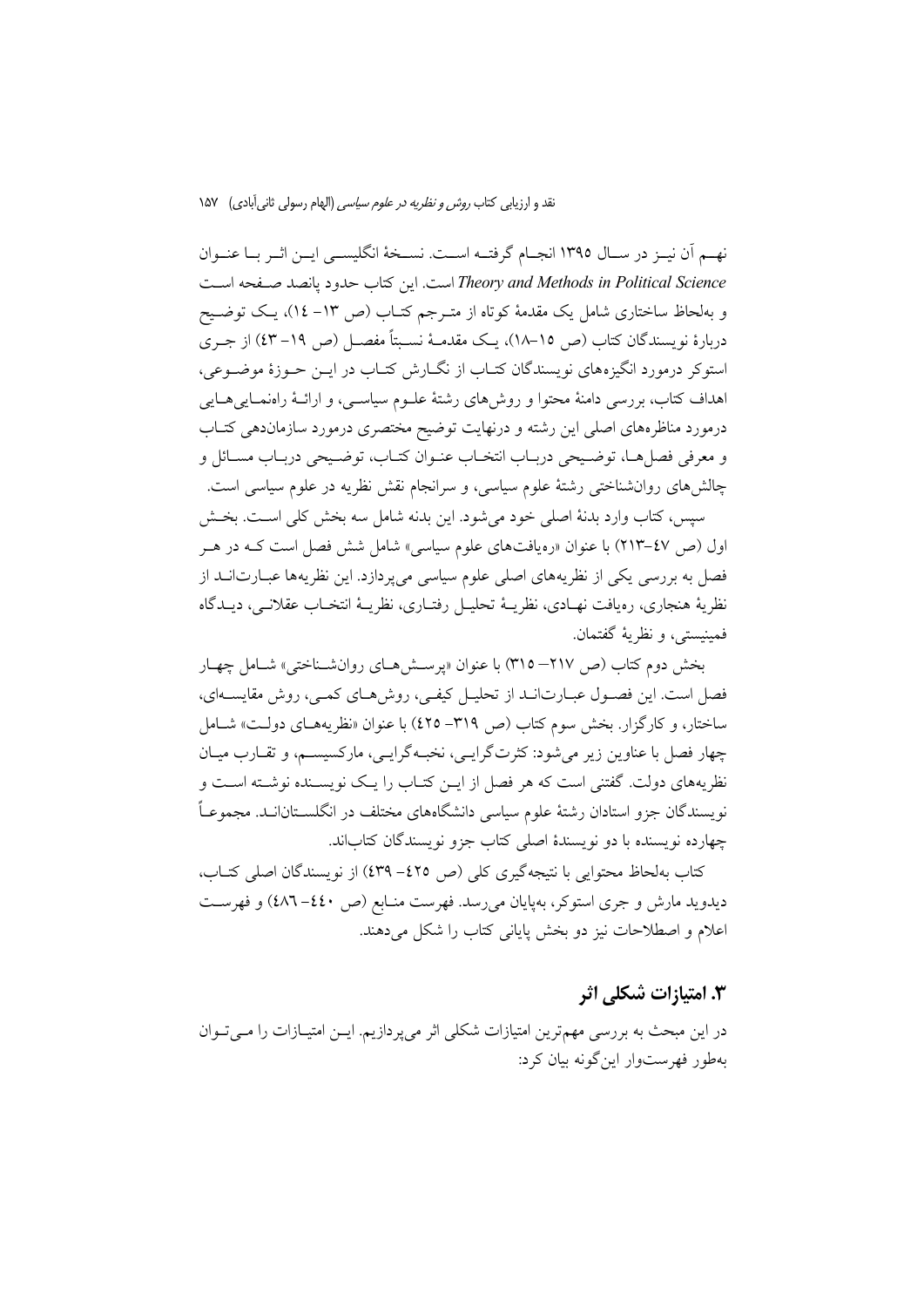نهــم آن نیــز در ســال ۱۳۹۵ انجــام گرفتــه اســت. نســخهٔ انگلیســی ایــن اثــر بــا عنــوان *Theory and Methods in Political Science* است. این کتاب حدود پانصد صـفحه اسـت و به‌لحاظ ساختاری شامل یک مقدمهٔ کوتاه از متـرجم کتـاب (ص ۱۳– ۱٤)، یـک توضـیح دربارهٔ نویسندگان کتاب (ص ۱۵–۱۸)، یـک مقدمـهٔ نسـبتاً مفصـل (ص ۱۹– ٤۳) از جـری استوکر درمورد انگیزه‌های نویسندگان کتـاب از نگـارش کتـاب در ایـن حـوزهٔ موضـوعی، اهداف کتاب، بررسی دامنهٔ محتوا و روش‌های رشتهٔ علـوم سیاسـی، و ارائـهٔ راهنمـایی‌هـایی درمورد مناظره‌های اصلی این رشته و درنهایت توضیح مختصری درمورد سازمان‌دهی کتـاب و معرفی فصل‌هـا، توضـیحی دربـاب انتخـاب عنـوان کتـاب، توضـیحی دربـاب مسـائل و چالش‌های روان‌شناختی رشتهٔ علوم سیاسی، و سرانجام نقش نظریه در علوم سیاسی است.

سپس، کتاب وارد بدنهٔ اصلی خود می‌شود. این بدنه شامل سه بخش کلی اسـت. بخـش اول (ص ٤۷–۲۱۳) با عنوان «رهیافت‌های علوم سیاسی» شامل شش فصل است کـه در هـر فصل به بررسی یکی از نظریه‌های اصلی علوم سیاسی می‌پردازد. این نظریه‌ها عبـارت‌انـد از نظریهٔ هنجاری، رهیافت نهـادی، نظریـهٔ تحلیـل رفتـاری، نظریـهٔ انتخـاب عقلانـی، دیـدگاه فمینیستی، و نظریهٔ گفتمان.

بخش دوم کتاب (ص ۲۱۷– ۳۱۵) با عنوان «پرسـش‌هـای روان‌شـناختی» شـامل چهـار فصل است. این فصـول عبـارت‌انـد از تحلیـل کیفـی، روش‌هـای کمـی، روش مقایسـه‌ای، ساختار، و کارگزار. بخش سوم کتاب (ص ۳۱۹– ٤۲۵) با عنوان «نظریه‌هـای دولـت» شـامل چهار فصل با عناوین زیر می‌شود: کثرت‌گرایـی، نخبـه‌گرایـی، مارکسیسـم، و تقـارب میـان نظریه‌های دولت. گفتنی است که هر فصل از ایـن کتـاب را یـک نویسـنده نوشـته اسـت و نویسندگان جزو استادان رشتهٔ علوم سیاسی دانشگاه‌های مختلف در انگلسـتان‌انـد. مجموعـاً چهارده نویسنده با دو نویسندهٔ اصلی کتاب جزو نویسندگان کتاب‌اند.

کتاب به‌لحاظ محتوایی با نتیجه‌گیری کلی (ص ٤۲۵– ٤۳۹) از نویسندگان اصلی کتـاب، دیدوید مارش و جری استوکر، به‌پایان می‌رسد. فهرست منـابع (ص ٤٤۰– ٤۸٦) و فهرسـت اعلام و اصطلاحات نیز دو بخش پایانی کتاب را شکل می‌دهند.

## ۳. امتیازات شکلی اثر

در این مبحث به بررسی مهم‌ترین امتیازات شکلی اثر می‌پردازیم. ایـن امتیـازات را مـی‌تـوان به‌طور فهرست‌وار این‌گونه بیان کرد: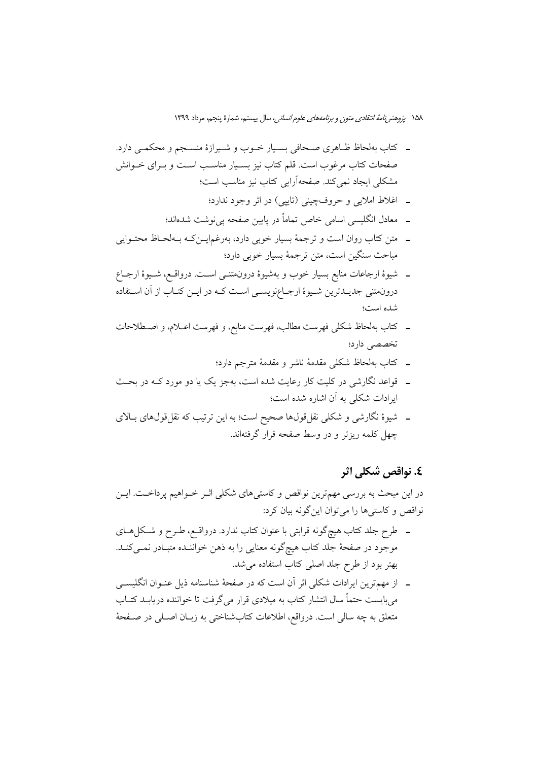- کتاب به‌لحاظ ظاهری صحافی بسیار خوب و شیرازهٔ منسجم و محکمی دارد. صفحات کتاب مرغوب است. قلم کتاب نیز بسیار مناسب است و برای خوانش مشکلی ایجاد نمی‌کند. صفحه‌آرایی کتاب نیز مناسب است؛
- اغلاط املایی و حروف‌چینی (تایپی) در اثر وجود ندارد؛
- معادل انگلیسی اسامی خاص تماماً در پایین صفحه پی‌نوشت شده‌اند؛
- متن کتاب روان است و ترجمهٔ بسیار خوبی دارد، به‌رغم‌این‌که به‌لحاظ محتوایی مباحث سنگین است، متن ترجمهٔ بسیار خوبی دارد؛
- شیوهٔ ارجاعات منابع بسیار خوب و به‌شیوهٔ درون‌متنی است. درواقع، شیوهٔ ارجاع درون‌متنی جدیدترین شیوهٔ ارجاع‌نویسی است که در این کتاب از آن استفاده شده است؛
- کتاب به‌لحاظ شکلی فهرست مطالب، فهرست منابع، و فهرست اعلام، و اصطلاحات تخصصی دارد؛
- کتاب به‌لحاظ شکلی مقدمهٔ ناشر و مقدمهٔ مترجم دارد؛
- قواعد نگارشی در کلیت کار رعایت شده است، به‌جز یک یا دو مورد که در بحث ایرادات شکلی به آن اشاره شده است؛
- شیوهٔ نگارشی و شکلی نقل‌قول‌ها صحیح است؛ به این ترتیب که نقل‌قول‌های بالای چهل کلمه ریزتر و در وسط صفحه قرار گرفته‌اند.

## ٤. نواقص شکلی اثر

در این مبحث به بررسی مهم‌ترین نواقص و کاستی‌های شکلی اثر خواهیم پرداخت. این نواقص و کاستی‌ها را می‌توان این‌گونه بیان کرد:

- طرح جلد کتاب هیچ‌گونه قرابتی با عنوان کتاب ندارد. درواقع، طرح و شکل‌های موجود در صفحهٔ جلد کتاب هیچ‌گونه معنایی را به ذهن خواننده متبادر نمی‌کند. بهتر بود از طرح جلد اصلی کتاب استفاده می‌شد.
- از مهم‌ترین ایرادات شکلی اثر آن است که در صفحهٔ شناسنامه ذیل عنوان انگلیسی می‌بایست حتماً سال انتشار کتاب به میلادی قرار می‌گرفت تا خواننده دریابد کتاب متعلق به چه سالی است. درواقع، اطلاعات کتاب‌شناختی به زبان اصلی در صفحهٔ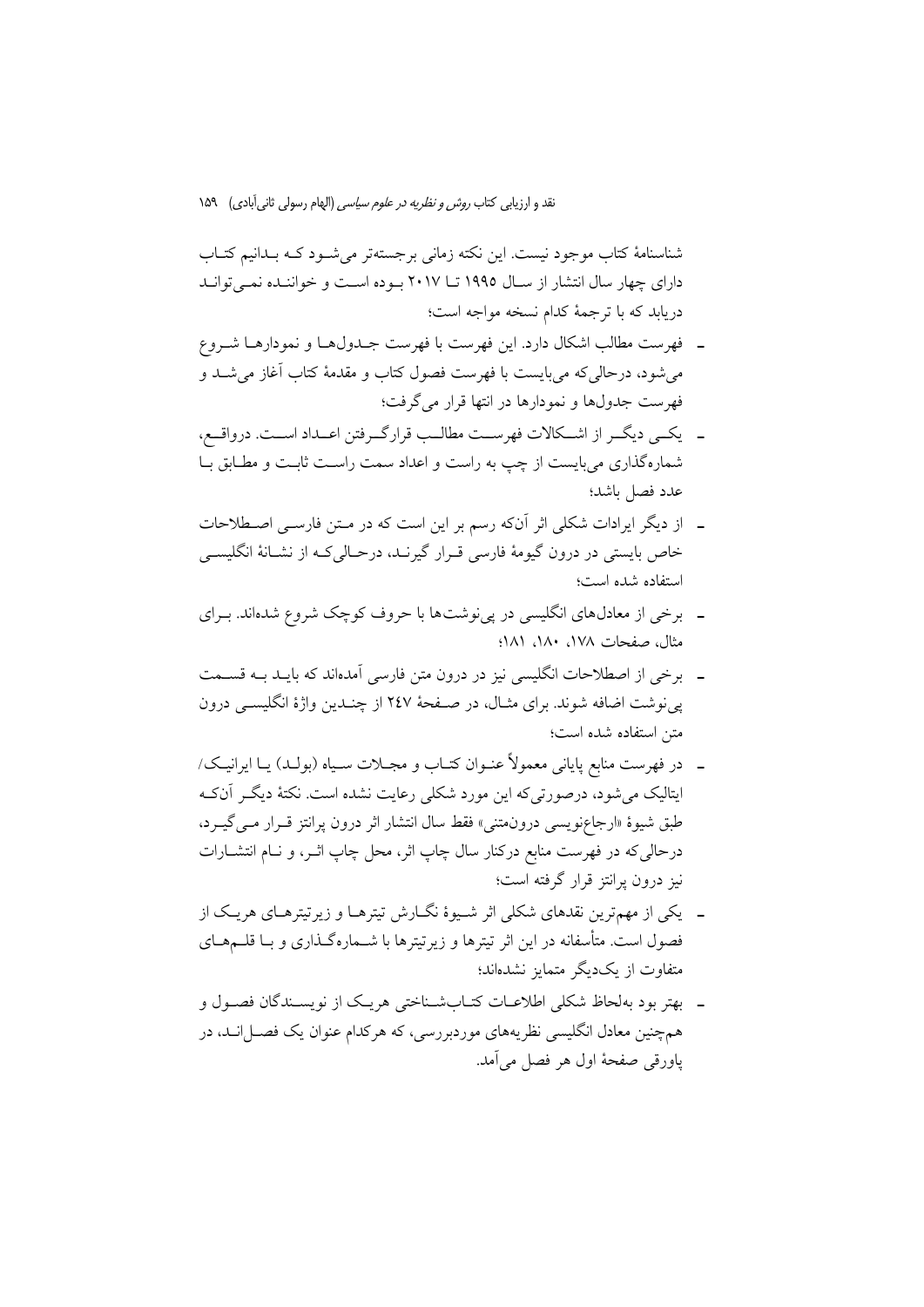شناسنامهٔ کتاب موجود نیست. این نکته زمانی برجسته‌تر می‌شود که بدانیم کتاب دارای چهار سال انتشار از سال ۱۹۹۵ تا ۲۰۱۷ بوده است و خواننده نمی‌تواند دریابد که با ترجمهٔ کدام نسخه مواجه است؛

- فهرست مطالب اشکال دارد. این فهرست با فهرست جدول‌ها و نمودارها شروع می‌شود، درحالی‌که می‌بایست با فهرست فصول کتاب و مقدمهٔ کتاب آغاز می‌شد و فهرست جدول‌ها و نمودارها در انتها قرار می‌گرفت؛
- یکی دیگر از اشکالات فهرست مطالب قرارگرفتن اعداد است. درواقع، شماره‌گذاری می‌بایست از چپ به راست و اعداد سمت راست ثابت و مطابق با عدد فصل باشد؛
- از دیگر ایرادات شکلی اثر آن‌که رسم بر این است که در متن فارسی اصطلاحات خاص بایستی در درون گیومهٔ فارسی قرار گیرند، درحالی‌که از نشانهٔ انگلیسی استفاده شده است؛
- برخی از معادل‌های انگلیسی در پی‌نوشت‌ها با حروف کوچک شروع شده‌اند. برای مثال، صفحات ۱۷۸، ۱۸۰، ۱۸۱؛
- برخی از اصطلاحات انگلیسی نیز در درون متن فارسی آمده‌اند که باید به قسمت پی‌نوشت اضافه شوند. برای مثال، در صفحهٔ ۲۴۷ از چندین واژهٔ انگلیسی درون متن استفاده شده است؛
- در فهرست منابع پایانی معمولاً عنوان کتاب و مجلات سیاه (بولد) یا ایرانیک/ ایتالیک می‌شود، درصورتی‌که این مورد شکلی رعایت نشده است. نکتهٔ دیگر آن‌که طبق شیوهٔ «ارجاع‌نویسی درون‌متنی» فقط سال انتشار اثر درون پرانتز قرار می‌گیرد، درحالی‌که در فهرست منابع درکنار سال چاپ اثر، محل چاپ اثر، و نام انتشارات نیز درون پرانتز قرار گرفته است؛
- یکی از مهم‌ترین نقدهای شکلی اثر شیوهٔ نگارش تیترها و زیرتیترهای هریک از فصول است. متأسفانه در این اثر تیترها و زیرتیترها با شماره‌گذاری و با قلم‌های متفاوت از یک‌دیگر متمایز نشده‌اند؛
- بهتر بود به‌لحاظ شکلی اطلاعات کتاب‌شناختی هریک از نویسندگان فصول و همچنین معادل انگلیسی نظریه‌های موردبررسی، که هرکدام عنوان یک فصل‌اند، در پاورقی صفحهٔ اول هر فصل می‌آمد.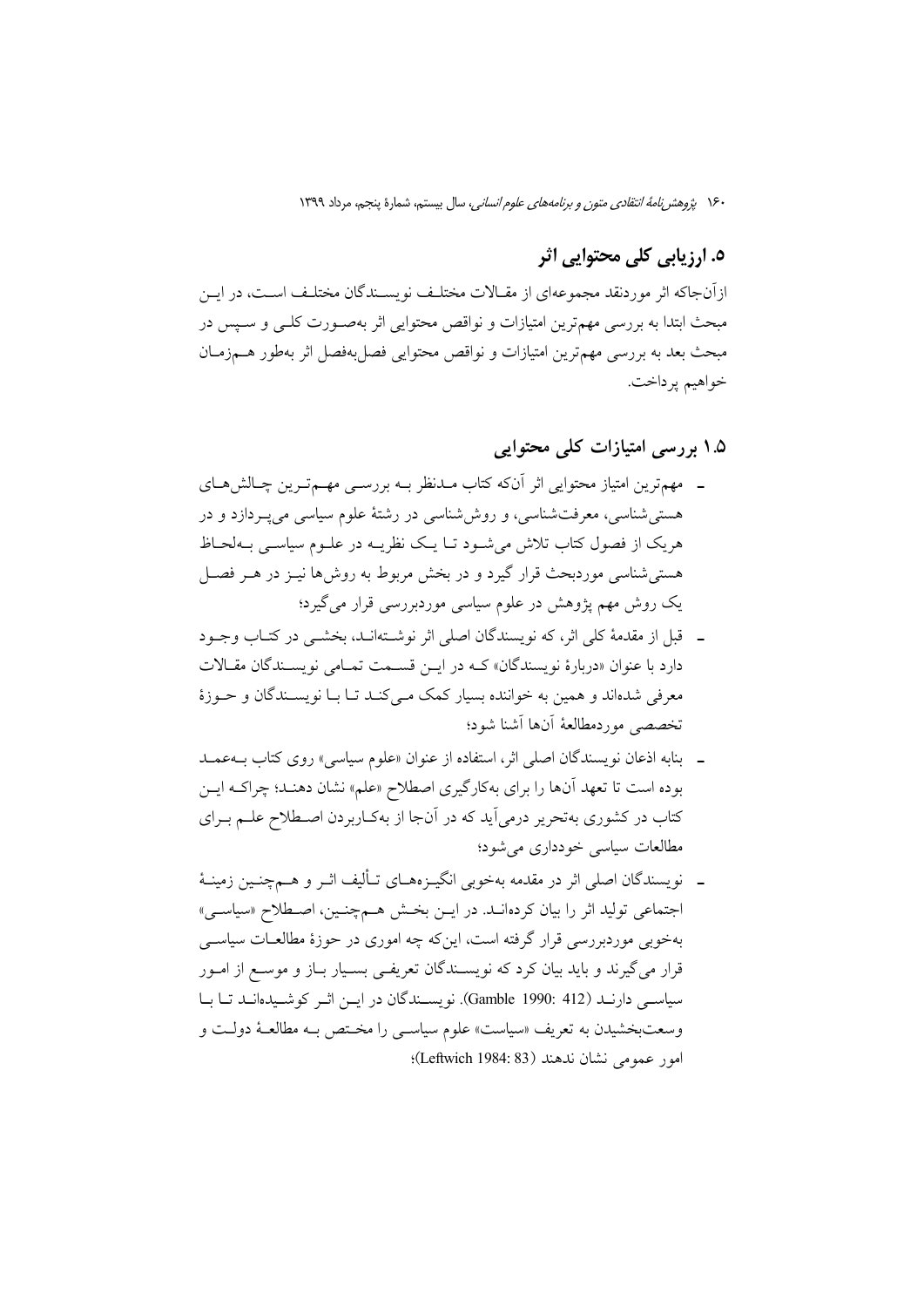## ۵. ارزیابی کلی محتوایی اثر

ازآن‌جاکه اثر موردنقد مجموعه‌ای از مقالات مختلف نویسندگان مختلف است، در این مبحث ابتدا به بررسی مهم‌ترین امتیازات و نواقص محتوایی اثر به‌صورت کلی و سپس در مبحث بعد به بررسی مهم‌ترین امتیازات و نواقص محتوایی فصل‌به‌فصل اثر به‌طور هم‌زمان خواهیم پرداخت.

### ۱.۵ بررسی امتیازات کلی محتوایی

- مهم‌ترین امتیاز محتوایی اثر آن‌که کتاب مدنظر به بررسی مهم‌ترین چالش‌های هستی‌شناسی، معرفت‌شناسی، و روش‌شناسی در رشتهٔ علوم سیاسی می‌پردازد و در هریک از فصول کتاب تلاش می‌شود تا یک نظریه در علوم سیاسی به‌لحاظ هستی‌شناسی موردبحث قرار گیرد و در بخش مربوط به روش‌ها نیز در هر فصل یک روش مهم پژوهش در علوم سیاسی موردبررسی قرار می‌گیرد؛
- قبل از مقدمهٔ کلی اثر، که نویسندگان اصلی اثر نوشته‌اند، بخشی در کتاب وجود دارد با عنوان «دربارهٔ نویسندگان» که در این قسمت تمامی نویسندگان مقالات معرفی شده‌اند و همین به خواننده بسیار کمک می‌کند تا با نویسندگان و حوزهٔ تخصصی موردمطالعهٔ آن‌ها آشنا شود؛
- بنابه اذعان نویسندگان اصلی اثر، استفاده از عنوان «علوم سیاسی» روی کتاب به‌عمد بوده است تا تعهد آن‌ها را برای به‌کارگیری اصطلاح «علم» نشان دهند؛ چراکه این کتاب در کشوری به‌تحریر درمی‌آید که در آن‌جا از به‌کاربردن اصطلاح علم برای مطالعات سیاسی خودداری می‌شود؛
- نویسندگان اصلی اثر در مقدمه به‌خوبی انگیزه‌های تألیف اثر و هم‌چنین زمینهٔ اجتماعی تولید اثر را بیان کرده‌اند. در این بخش هم‌چنین، اصطلاح «سیاسی» به‌خوبی موردبررسی قرار گرفته است، این‌که چه اموری در حوزهٔ مطالعات سیاسی قرار می‌گیرند و باید بیان کرد که نویسندگان تعریفی بسیار باز و موسع از امور سیاسی دارند (Gamble 1990: 412). نویسندگان در این اثر کوشیده‌اند تا با وسعت‌بخشیدن به تعریف «سیاست» علوم سیاسی را مختص به مطالعهٔ دولت و امور عمومی نشان ندهند (Leftwich 1984: 83)؛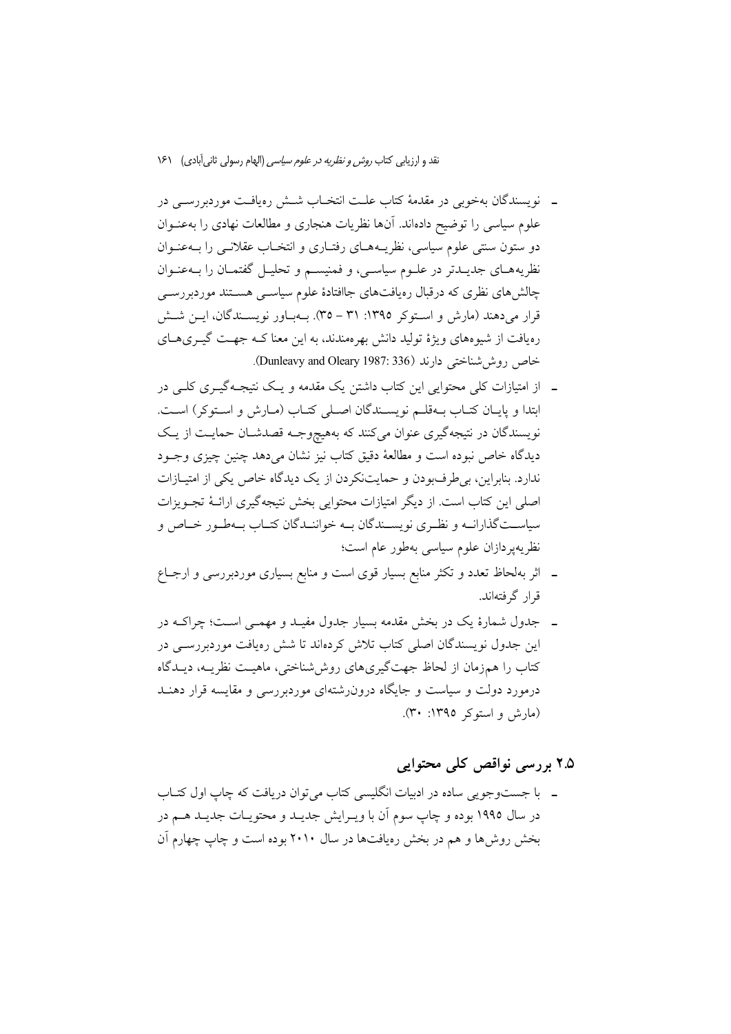- نویسندگان به‌خوبی در مقدمهٔ کتاب علت انتخاب شش رهیافت موردبررسی در علوم سیاسی را توضیح داده‌اند. آن‌ها نظریات هنجاری و مطالعات نهادی را به‌عنوان دو ستون سنتی علوم سیاسی، نظریه‌های رفتاری و انتخاب عقلانی را به‌عنوان نظریه‌های جدیدتر در علوم سیاسی، و فمنیسم و تحلیل گفتمان را به‌عنوان چالش‌های نظری که درقبال رهیافت‌های جاافتادهٔ علوم سیاسی هستند موردبررسی قرار می‌دهند (مارش و استوکر ۱۳۹۵: ۳۱ – ۳۵). به‌باور نویسندگان، این شش رهیافت از شیوه‌های ویژهٔ تولید دانش بهره‌مندند، به این معنا که جهت گیری‌های خاص روش‌شناختی دارند (Dunleavy and Oleary 1987: 336).
- از امتیازات کلی محتوایی این کتاب داشتن یک مقدمه و یک نتیجه‌گیری کلی در ابتدا و پایان کتاب به‌قلم نویسندگان اصلی کتاب (مارش و استوکر) است. نویسندگان در نتیجه‌گیری عنوان می‌کنند که به‌هیچ‌وجه قصدشان حمایت از یک دیدگاه خاص نبوده است و مطالعهٔ دقیق کتاب نیز نشان می‌دهد چنین چیزی وجود ندارد. بنابراین، بی‌طرف‌بودن و حمایت‌نکردن از یک دیدگاه خاص یکی از امتیازات اصلی این کتاب است. از دیگر امتیازات محتوایی بخش نتیجه‌گیری ارائهٔ تجویزات سیاست‌گذارانه و نظری نویسندگان به خوانندگان کتاب به‌طور خاص و نظریه‌پردازان علوم سیاسی به‌طور عام است؛
- اثر به‌لحاظ تعدد و تکثر منابع بسیار قوی است و منابع بسیاری موردبررسی و ارجاع قرار گرفته‌اند.
- جدول شمارهٔ یک در بخش مقدمه بسیار جدول مفید و مهمی است؛ چراکه در این جدول نویسندگان اصلی کتاب تلاش کرده‌اند تا شش رهیافت موردبررسی در کتاب را هم‌زمان از لحاظ جهت‌گیری‌های روش‌شناختی، ماهیت نظریه، دیدگاه درمورد دولت و سیاست و جایگاه درون‌رشته‌ای موردبررسی و مقایسه قرار دهند (مارش و استوکر ۱۳۹۵: ۳۰).

## ۲.۵ بررسی نواقص کلی محتوایی

- با جست‌وجویی ساده در ادبیات انگلیسی کتاب می‌توان دریافت که چاپ اول کتاب در سال ۱۹۹۵ بوده و چاپ سوم آن با ویرایش جدید و محتویات جدید هم در بخش روش‌ها و هم در بخش رهیافت‌ها در سال ۲۰۱۰ بوده است و چاپ چهارم آن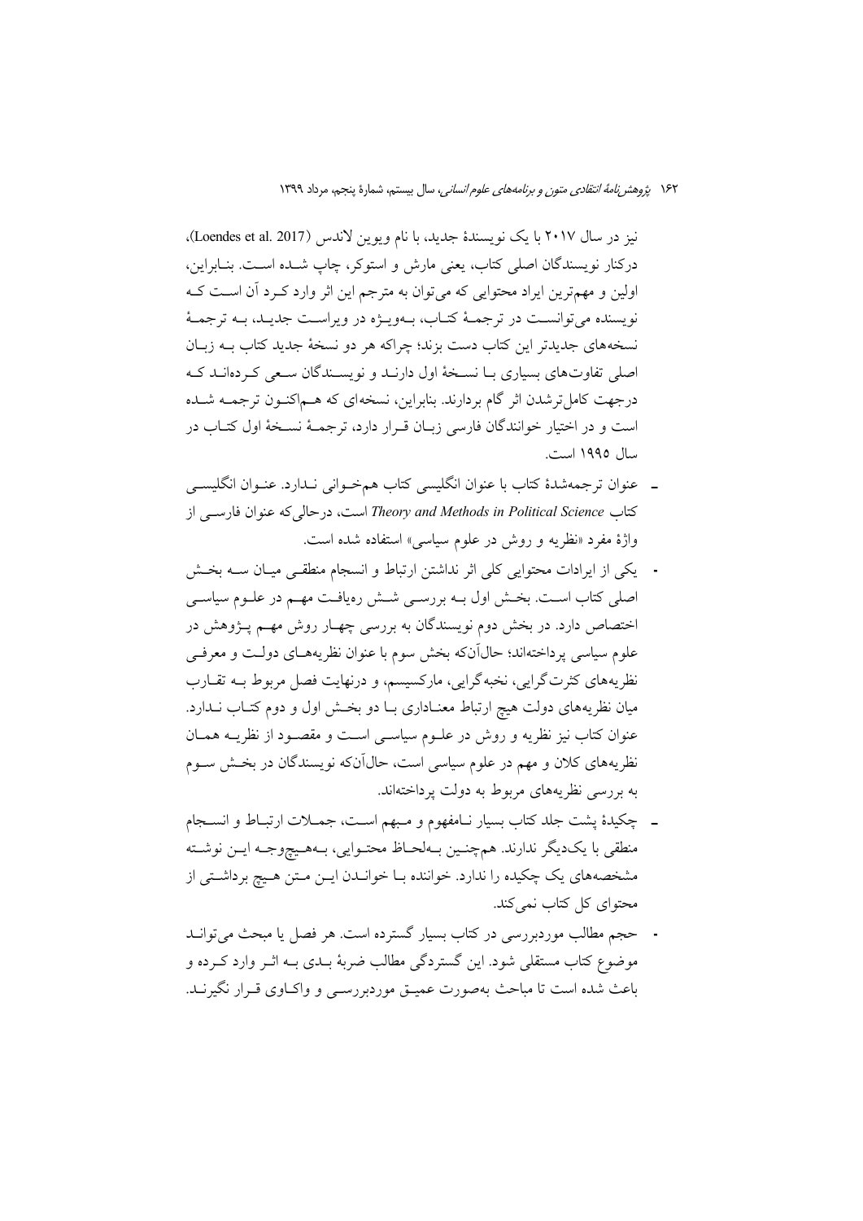نیز در سال ۲۰۱۷ با یک نویسندهٔ جدید، با نام ویوین لاندس (Loendes et al. 2017)، درکنار نویسندگان اصلی کتاب، یعنی مارش و استوکر، چاپ شده است. بنابراین، اولین و مهم‌ترین ایراد محتوایی که می‌توان به مترجم این اثر وارد کرد آن است که نویسنده می‌توانست در ترجمهٔ کتاب، به‌ویژه در ویراست جدید، به ترجمهٔ نسخه‌های جدیدتر این کتاب دست بزند؛ چراکه هر دو نسخهٔ جدید کتاب به زبان اصلی تفاوت‌های بسیاری با نسخهٔ اول دارند و نویسندگان سعی کرده‌اند که درجهت کامل‌ترشدن اثر گام بردارند. بنابراین، نسخه‌ای که هم‌اکنون ترجمه شده است و در اختیار خوانندگان فارسی زبان قرار دارد، ترجمهٔ نسخهٔ اول کتاب در سال ۱۹۹۵ است.

- عنوان ترجمه‌شدهٔ کتاب با عنوان انگلیسی کتاب هم‌خوانی ندارد. عنوان انگلیسی کتاب *Theory and Methods in Political Science* است، درحالی‌که عنوان فارسی از واژهٔ مفرد «نظریه و روش در علوم سیاسی» استفاده شده است.
- یکی از ایرادات محتوایی کلی اثر نداشتن ارتباط و انسجام منطقی میان سه بخش اصلی کتاب است. بخش اول به بررسی شش رهیافت مهم در علوم سیاسی اختصاص دارد. در بخش دوم نویسندگان به بررسی چهار روش مهم پژوهش در علوم سیاسی پرداخته‌اند؛ حال‌آنکه بخش سوم با عنوان نظریه‌های دولت و معرفی نظریه‌های کثرت‌گرایی، نخبه‌گرایی، مارکسیسم، و درنهایت فصل مربوط به تقارب میان نظریه‌های دولت هیچ ارتباط معناداری با دو بخش اول و دوم کتاب ندارد. عنوان کتاب نیز نظریه و روش در علوم سیاسی است و مقصود از نظریه همان نظریه‌های کلان و مهم در علوم سیاسی است، حال‌آنکه نویسندگان در بخش سوم به بررسی نظریه‌های مربوط به دولت پرداخته‌اند.
- چکیدهٔ پشت جلد کتاب بسیار نامفهوم و مبهم است، جملات ارتباط و انسجام منطقی با یک‌دیگر ندارند. هم‌چنین به‌لحاظ محتوایی، به‌هیچ‌وجه این نوشته مشخصه‌های یک چکیده را ندارد. خواننده با خواندن این متن هیچ برداشتی از محتوای کل کتاب نمی‌کند.
- حجم مطالب موردبررسی در کتاب بسیار گسترده است. هر فصل یا مبحث می‌تواند موضوع کتاب مستقلی شود. این گستردگی مطالب ضربهٔ بدی به اثر وارد کرده و باعث شده است تا مباحث به‌صورت عمیق موردبررسی و واکاوی قرار نگیرند.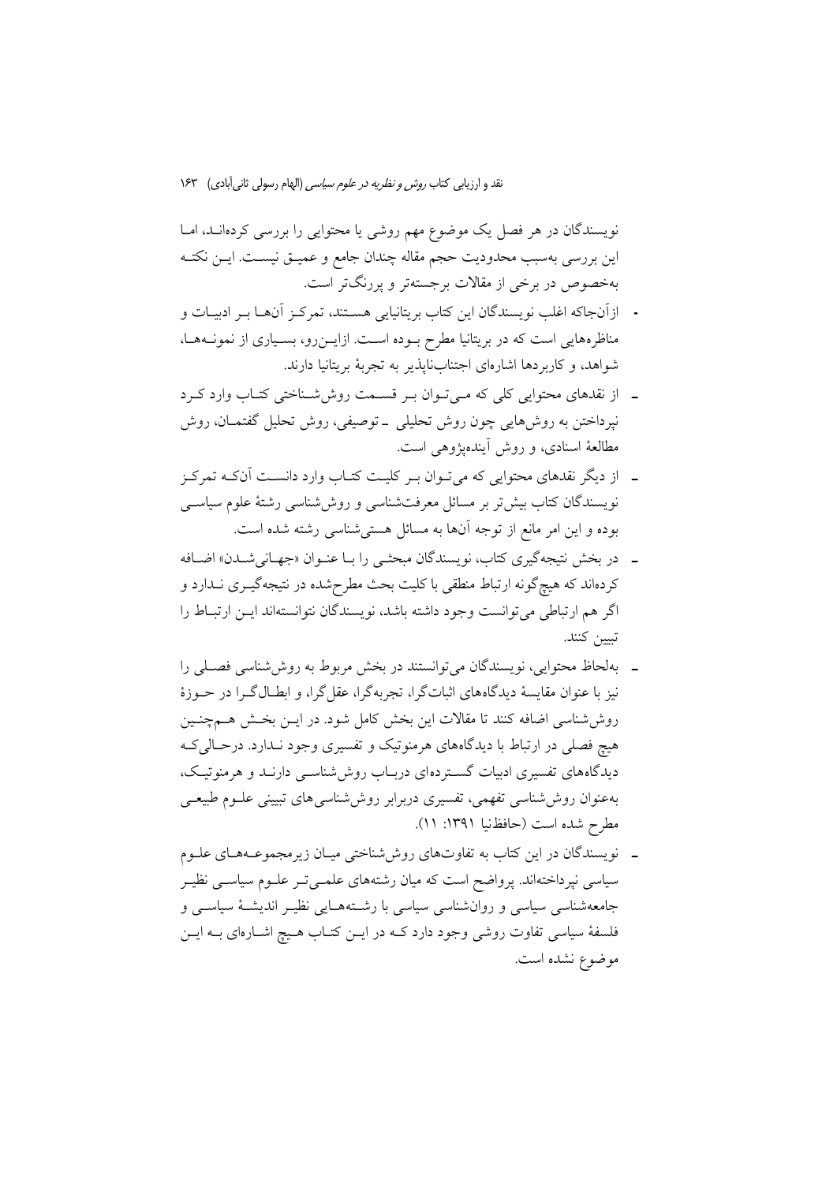نویسندگان در هر فصل یک موضوع مهم روشی یا محتوایی را بررسی کرده‌اند، اما این بررسی به‌سبب محدودیت حجم مقاله چندان جامع و عمیق نیست. این نکته به‌خصوص در برخی از مقالات برجسته‌تر و پررنگ‌تر است.

- ازآن‌جاکه اغلب نویسندگان این کتاب بریتانیایی هستند، تمرکز آن‌ها بر ادبیات و مناظره‌هایی است که در بریتانیا مطرح بوده است. ازاین‌رو، بسیاری از نمونه‌ها، شواهد، و کاربردها اشاره‌ای اجتناب‌ناپذیر به تجربهٔ بریتانیا دارند.
- از نقدهای محتوایی کلی که می‌توان بر قسمت روش‌شناختی کتاب وارد کرد نپرداختن به روش‌هایی چون روش تحلیلی ـ توصیفی، روش تحلیل گفتمان، روش مطالعهٔ اسنادی، و روش آینده‌پژوهی است.
- از دیگر نقدهای محتوایی که می‌توان بر کلیت کتاب وارد دانست آن‌که تمرکز نویسندگان کتاب بیش‌تر بر مسائل معرفت‌شناسی و روش‌شناسی رشتهٔ علوم سیاسی بوده و این امر مانع از توجه آن‌ها به مسائل هستی‌شناسی رشته شده است.
- در بخش نتیجه‌گیری کتاب، نویسندگان مبحثی را با عنوان «جهانی‌شدن» اضافه کرده‌اند که هیچ‌گونه ارتباط منطقی با کلیت بحث مطرح‌شده در نتیجه‌گیری ندارد و اگر هم ارتباطی می‌توانست وجود داشته باشد، نویسندگان نتوانسته‌اند این ارتباط را تبیین کنند.
- به‌لحاظ محتوایی، نویسندگان می‌توانستند در بخش مربوط به روش‌شناسی فصلی را نیز با عنوان مقایسهٔ دیدگاه‌های اثبات‌گرا، تجربه‌گرا، عقل‌گرا، و ابطال‌گرا در حوزهٔ روش‌شناسی اضافه کنند تا مقالات این بخش کامل شود. در این بخش هم‌چنین هیچ فصلی در ارتباط با دیدگاه‌های هرمنوتیک و تفسیری وجود ندارد. درحالی‌که دیدگاه‌های تفسیری ادبیات گسترده‌ای درباب روش‌شناسی دارند و هرمنوتیک، به‌عنوان روش‌شناسی تفهمی، تفسیری دربرابر روش‌شناسی‌های تبیینی علوم طبیعی مطرح شده است (حافظ‌نیا ۱۳۹۱: ۱۱).
- نویسندگان در این کتاب به تفاوت‌های روش‌شناختی میان زیرمجموعه‌های علوم سیاسی نپرداخته‌اند. پرواضح است که میان رشته‌های علمی‌تر علوم سیاسی نظیر جامعه‌شناسی سیاسی و روان‌شناسی سیاسی با رشته‌هایی نظیر اندیشهٔ سیاسی و فلسفهٔ سیاسی تفاوت روشی وجود دارد که در این کتاب هیچ اشاره‌ای به این موضوع نشده است.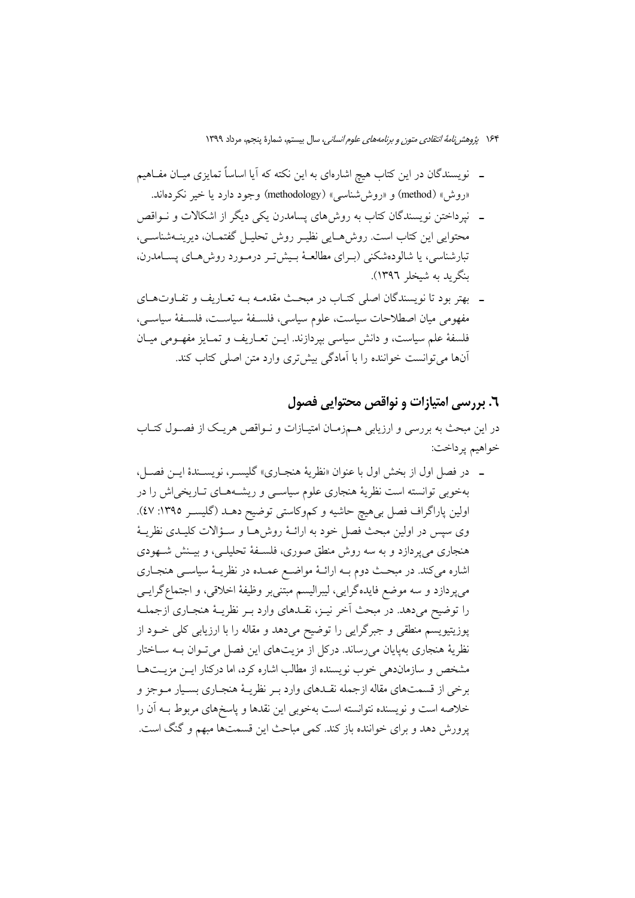- نویسندگان در این کتاب هیچ اشاره‌ای به این نکته که آیا اساساً تمایزی میان مفاهیم «روش» (method) و «روش‌شناسی» (methodology) وجود دارد یا خیر نکرده‌اند.
- نپرداختن نویسندگان کتاب به روش‌های پسامدرن یکی دیگر از اشکالات و نواقص محتوایی این کتاب است. روش‌هایی نظیر روش تحلیل گفتمان، دیرینه‌شناسی، تبارشناسی، یا شالوده‌شکنی (برای مطالعهٔ بیش‌تر درمورد روش‌های پسامدرن، بنگرید به شیخلر ۱۳۹۶).
- بهتر بود تا نویسندگان اصلی کتاب در مبحث مقدمه به تعاریف و تفاوت‌های مفهومی میان اصطلاحات سیاست، علوم سیاسی، فلسفهٔ سیاست، فلسفهٔ سیاسی، فلسفهٔ علم سیاست، و دانش سیاسی بپردازند. این تعاریف و تمایز مفهومی میان آن‌ها می‌توانست خواننده را با آمادگی بیش‌تری وارد متن اصلی کتاب کند.

## ۶. بررسی امتیازات و نواقص محتوایی فصول

در این مبحث به بررسی و ارزیابی هم‌زمان امتیازات و نواقص هریک از فصول کتاب خواهیم پرداخت:

- در فصل اول از بخش اول با عنوان «نظریهٔ هنجاری» گلیسر، نویسندهٔ این فصل، به‌خوبی توانسته است نظریهٔ هنجاری علوم سیاسی و ریشه‌های تاریخی‌اش را در اولین پاراگراف فصل بی‌هیچ حاشیه و کم‌وکاستی توضیح دهد (گلیسر ۱۳۹۵: ۴۷). وی سپس در اولین مبحث فصل خود به ارائهٔ روش‌ها و سؤالات کلیدی نظریهٔ هنجاری می‌پردازد و به سه روش منطق صوری، فلسفهٔ تحلیلی، و بینش شهودی اشاره می‌کند. در مبحث دوم به ارائهٔ مواضع عمده در نظریهٔ سیاسی هنجاری می‌پردازد و سه موضع فایده‌گرایی، لیبرالیسم مبتنی‌بر وظیفهٔ اخلاقی، و اجتماع‌گرایی را توضیح می‌دهد. در مبحث آخر نیز، نقدهای وارد بر نظریهٔ هنجاری ازجمله پوزیتیویسم منطقی و جبرگرایی را توضیح می‌دهد و مقاله را با ارزیابی کلی خود از نظریهٔ هنجاری به‌پایان می‌رساند. درکل از مزیت‌های این فصل می‌توان به ساختار مشخص و سازمان‌دهی خوب نویسنده از مطالب اشاره کرد، اما درکنار این مزیت‌ها برخی از قسمت‌های مقاله ازجمله نقدهای وارد بر نظریهٔ هنجاری بسیار موجز و خلاصه است و نویسنده نتوانسته است به‌خوبی این نقدها و پاسخ‌های مربوط به آن را پرورش دهد و برای خواننده باز کند. کمی مباحث این قسمت‌ها مبهم و گنگ است.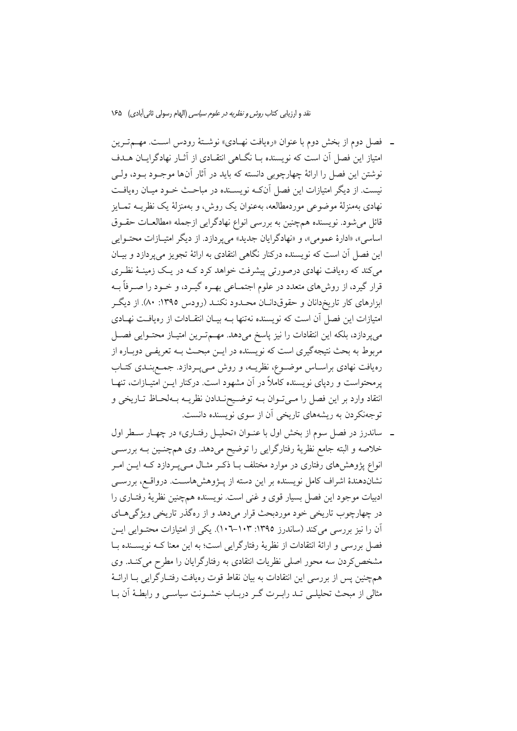- فصل دوم از بخش دوم با عنوان «رهیافت نهادی» نوشتهٔ رودس است. مهم‌ترین امتیاز این فصل آن است که نویسنده با نگاهی انتقادی از آثار نهادگرایان هدف نوشتن این فصل را ارائهٔ چهارچوبی دانسته که باید در آثار آن‌ها موجود بود، ولی نیست. از دیگر امتیازات این فصل آن‌که نویسنده در مباحث خود میان رهیافت نهادی به‌منزلهٔ موضوعی موردمطالعه، به‌عنوان یک روش، و به‌منزلهٔ یک نظریه تمایز قائل می‌شود. نویسنده هم‌چنین به بررسی انواع نهادگرایی ازجمله «مطالعات حقوق اساسی»، «ادارهٔ عمومی»، و «نهادگرایان جدید» می‌پردازد. از دیگر امتیازات محتوایی این فصل آن است که نویسنده درکنار نگاهی انتقادی به ارائهٔ تجویز می‌پردازد و بیان می‌کند که رهیافت نهادی درصورتی پیشرفت خواهد کرد که در یک زمینهٔ نظری قرار گیرد، از روش‌های متعدد در علوم اجتماعی بهره گیرد، و خود را صرفاً به ابزارهای کار تاریخ‌دانان و حقوق‌دانان محدود نکند (رودس ۱۳۹۵: ۸۰). از دیگر امتیازات این فصل آن است که نویسنده نه‌تنها به بیان انتقادات از رهیافت نهادی می‌پردازد، بلکه این انتقادات را نیز پاسخ می‌دهد. مهم‌ترین امتیاز محتوایی فصل مربوط به بحث نتیجه‌گیری است که نویسنده در این مبحث به تعریفی دوباره از رهیافت نهادی براساس موضوع، نظریه، و روش می‌پردازد. جمع‌بندی کتاب پرمحتواست و ردپای نویسنده کاملاً در آن مشهود است. درکنار این امتیازات، تنها انتقاد وارد بر این فصل را می‌توان به توضیح‌ندادن نظریه به‌لحاظ تاریخی و توجه‌نکردن به ریشه‌های تاریخی آن از سوی نویسنده دانست.

- ساندرز در فصل سوم از بخش اول با عنوان «تحلیل رفتاری» در چهار سطر اول خلاصه و البته جامع نظریهٔ رفتارگرایی را توضیح می‌دهد. وی هم‌چنین به بررسی انواع پژوهش‌های رفتاری در موارد مختلف با ذکر مثال می‌پردازد که این امر نشان‌دهندهٔ اشراف کامل نویسنده بر این دسته از پژوهش‌هاست. درواقع، بررسی ادبیات موجود این فصل بسیار قوی و غنی است. نویسنده هم‌چنین نظریهٔ رفتاری را در چهارچوب تاریخی خود موردبحث قرار می‌دهد و از ره‌گذر تاریخی ویژگی‌های آن را نیز بررسی می‌کند (ساندرز ۱۳۹۵: ۱۰۳–۱۰۶). یکی از امتیازات محتوایی این فصل بررسی و ارائهٔ انتقادات از نظریهٔ رفتارگرایی است؛ به این معنا که نویسنده با مشخص‌کردن سه محور اصلی نظریات انتقادی به رفتارگرایان را مطرح می‌کند. وی هم‌چنین پس از بررسی این انتقادات به بیان نقاط قوت رهیافت رفتارگرایی با ارائهٔ مثالی از مبحث تحلیلی تد رابرت گر دربارهٔ خشونت سیاسی و رابطهٔ آن با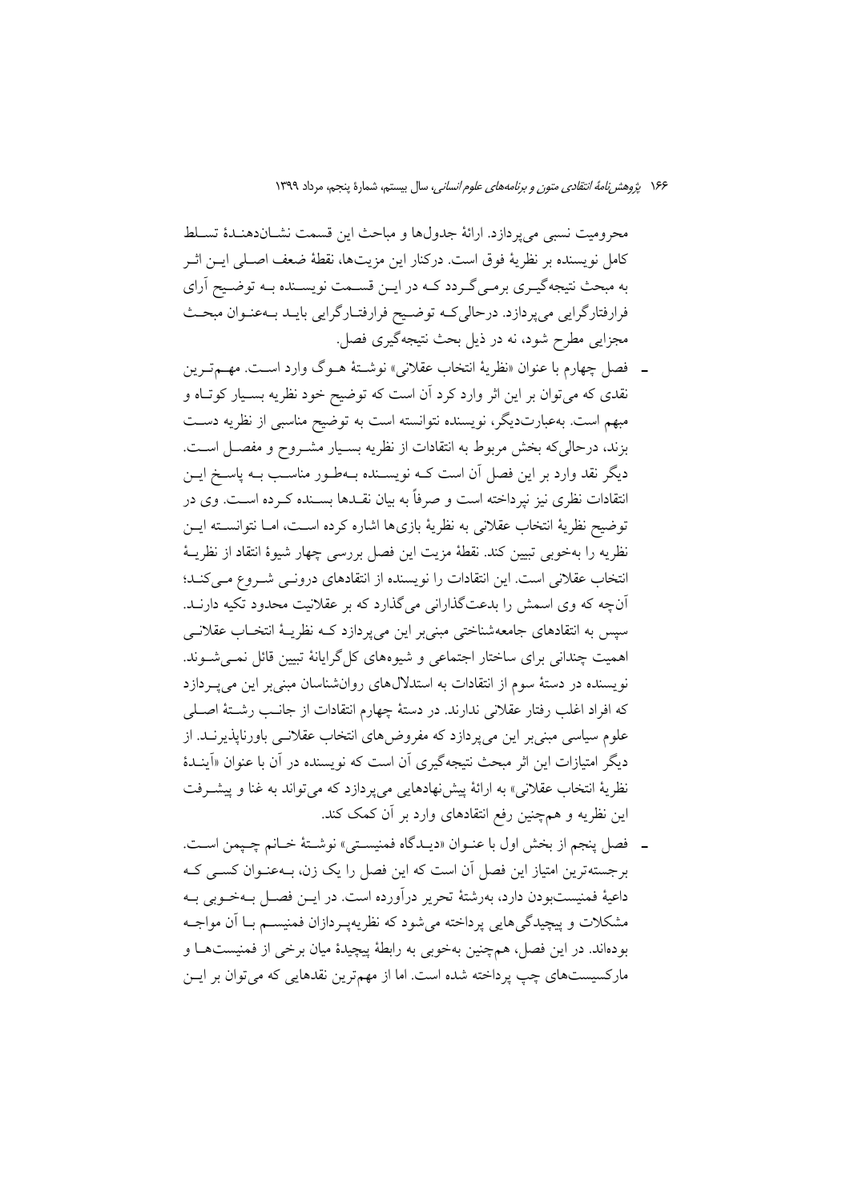محرومیت نسبی می‌پردازد. ارائهٔ جدول‌ها و مباحث این قسمت نشان‌دهندهٔ تسلط کامل نویسنده بر نظریهٔ فوق است. درکنار این مزیت‌ها، نقطهٔ ضعف اصلی این اثر به مبحث نتیجه‌گیری برمی‌گردد که در این قسمت نویسنده به توضیح آرای فرارفتارگرایی می‌پردازد. درحالی‌که توضیح فرارفتارگرایی باید به‌عنوان مبحث مجزایی مطرح شود، نه در ذیل بحث نتیجه‌گیری فصل.

- فصل چهارم با عنوان «نظریهٔ انتخاب عقلانی» نوشتهٔ هوگ وارد است. مهم‌ترین نقدی که می‌توان بر این اثر وارد کرد آن است که توضیح خود نظریه بسیار کوتاه و مبهم است. به‌عبارت‌دیگر، نویسنده نتوانسته است به توضیح مناسبی از نظریه دست بزند، درحالی‌که بخش مربوط به انتقادات از نظریه بسیار مشروح و مفصل است. دیگر نقد وارد بر این فصل آن است که نویسنده به‌طور مناسب به پاسخ این انتقادات نظری نیز نپرداخته است و صرفاً به بیان نقدها بسنده کرده است. وی در توضیح نظریهٔ انتخاب عقلانی به نظریهٔ بازی‌ها اشاره کرده است، اما نتوانسته این نظریه را به‌خوبی تبیین کند. نقطهٔ مزیت این فصل بررسی چهار شیوهٔ انتقاد از نظریهٔ انتخاب عقلانی است. این انتقادات را نویسنده از انتقادهای درونی شروع می‌کند؛ آن‌چه که وی اسمش را بدعت‌گذارانی می‌گذارد که بر عقلانیت محدود تکیه دارند. سپس به انتقادهای جامعه‌شناختی مبنی‌بر این می‌پردازد که نظریهٔ انتخاب عقلانی اهمیت چندانی برای ساختار اجتماعی و شیوه‌های کل‌گرایانهٔ تبیین قائل نمی‌شوند. نویسنده در دستهٔ سوم از انتقادات به استدلال‌های روان‌شناسان مبنی‌بر این می‌پردازد که افراد اغلب رفتار عقلانی ندارند. در دستهٔ چهارم انتقادات از جانب رشتهٔ اصلی علوم سیاسی مبنی‌بر این می‌پردازد که مفروض‌های انتخاب عقلانی باورناپذیرند. از دیگر امتیازات این اثر مبحث نتیجه‌گیری آن است که نویسنده در آن با عنوان «آیندهٔ نظریهٔ انتخاب عقلانی» به ارائهٔ پیش‌نهادهایی می‌پردازد که می‌تواند به غنا و پیشرفت این نظریه و هم‌چنین رفع انتقادهای وارد بر آن کمک کند.

- فصل پنجم از بخش اول با عنوان «دیدگاه فمنیستی» نوشتهٔ خانم چپمن است. برجسته‌ترین امتیاز این فصل آن است که این فصل را یک زن، به‌عنوان کسی که داعیهٔ فمنیست‌بودن دارد، به‌رشتهٔ تحریر درآورده است. در این فصل به‌خوبی به مشکلات و پیچیدگی‌هایی پرداخته می‌شود که نظریه‌پردازان فمنیسم با آن مواجه بوده‌اند. در این فصل، هم‌چنین به‌خوبی به رابطهٔ پیچیدهٔ میان برخی از فمنیست‌ها و مارکسیست‌های چپ پرداخته شده است. اما از مهم‌ترین نقدهایی که می‌توان بر این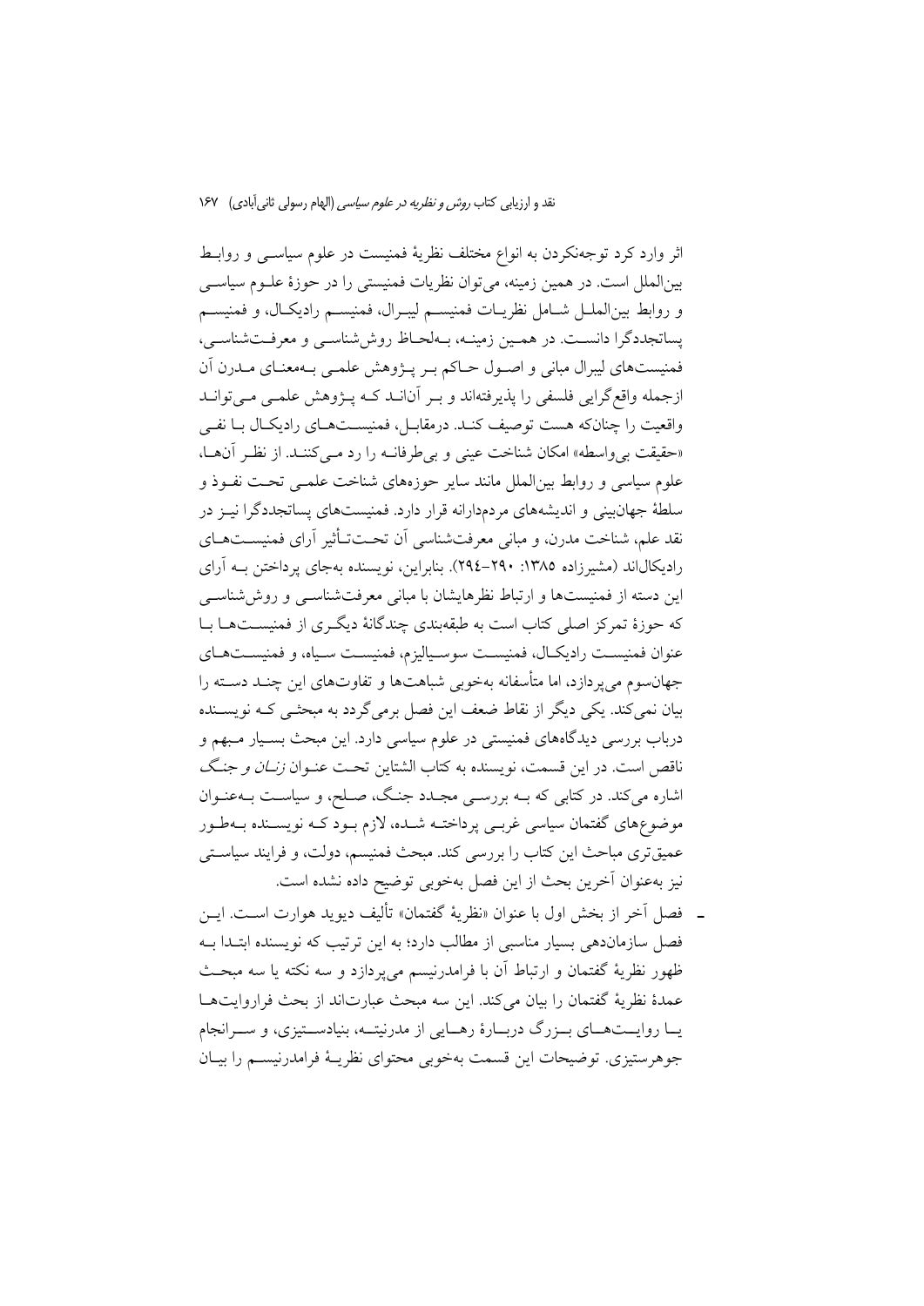اثر وارد کرد توجه‌نکردن به انواع مختلف نظریهٔ فمنیست در علوم سیاسی و روابط بین‌الملل است. در همین زمینه، می‌توان نظریات فمنیستی را در حوزهٔ علوم سیاسی و روابط بین‌الملل شامل نظریات فمنیسم لیبرال، فمنیسم رادیکال، و فمنیسم پساتجددگرا دانست. در همین زمینه، به‌لحاظ روش‌شناسی و معرفت‌شناسی، فمنیست‌های لیبرال مبانی و اصول حاکم بر پژوهش علمی به‌معنای مدرن آن ازجمله واقع‌گرایی فلسفی را پذیرفته‌اند و بر آن‌اند که پژوهش علمی می‌تواند واقعیت را چنان‌که هست توصیف کند. درمقابل، فمنیست‌های رادیکال با نفی «حقیقت بی‌واسطه» امکان شناخت عینی و بی‌طرفانه را رد می‌کنند. از نظر آن‌ها، علوم سیاسی و روابط بین‌الملل مانند سایر حوزه‌های شناخت علمی تحت نفوذ و سلطهٔ جهان‌بینی و اندیشه‌های مردمدارانه قرار دارد. فمنیست‌های پساتجددگرا نیز در نقد علم، شناخت مدرن، و مبانی معرفت‌شناسی آن تحت‌تأثیر آرای فمنیست‌های رادیکال‌اند (مشیرزاده ۱۳۸۵: ۲۹۰-۲۹٤). بنابراین، نویسنده به‌جای پرداختن به آرای این دسته از فمنیست‌ها و ارتباط نظرهایشان با مبانی معرفت‌شناسی و روش‌شناسی که حوزهٔ تمرکز اصلی کتاب است به طبقه‌بندی چندگانهٔ دیگری از فمنیست‌ها با عنوان فمنیست رادیکال، فمنیست سوسیالیزم، فمنیست سیاه، و فمنیست‌های جهان‌سوم می‌پردازد، اما متأسفانه به‌خوبی شباهت‌ها و تفاوت‌های این چند دسته را بیان نمی‌کند. یکی دیگر از نقاط ضعف این فصل برمی‌گردد به مبحثی که نویسنده درباب بررسی دیدگاه‌های فمنیستی در علوم سیاسی دارد. این مبحث بسیار مبهم و ناقص است. در این قسمت، نویسنده به کتاب الشتاین تحت عنوان *زنان و جنگ* اشاره می‌کند. در کتابی که به بررسی مجدد جنگ، صلح، و سیاست به‌عنوان موضوع‌های گفتمان سیاسی غربی پرداخته شده، لازم بود که نویسنده به‌طور عمیق‌تری مباحث این کتاب را بررسی کند. مبحث فمنیسم، دولت، و فرایند سیاستی نیز به‌عنوان آخرین بحث از این فصل به‌خوبی توضیح داده نشده است.

- فصل آخر از بخش اول با عنوان «نظریهٔ گفتمان» تألیف دیوید هوارت است. این فصل سازمان‌دهی بسیار مناسبی از مطالب دارد؛ به این ترتیب که نویسنده ابتدا به ظهور نظریهٔ گفتمان و ارتباط آن با فرامدرنیسم می‌پردازد و سه نکته یا سه مبحث عمدهٔ نظریهٔ گفتمان را بیان می‌کند. این سه مبحث عبارت‌اند از بحث فراروایت‌ها یا روایت‌های بزرگ دربارهٔ رهایی از مدرنیته، بنیادستیزی، و سرانجام جوهرستیزی. توضیحات این قسمت به‌خوبی محتوای نظریهٔ فرامدرنیسم را بیان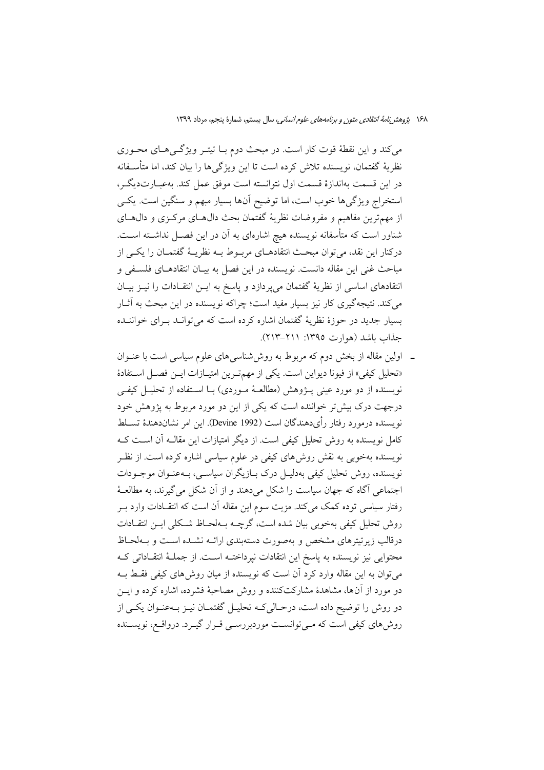می‌کند و این نقطهٔ قوت کار است. در مبحث دوم با تیتر ویژگی‌های محوری نظریهٔ گفتمان، نویسنده تلاش کرده است تا این ویژگی‌ها را بیان کند، اما متأسفانه در این قسمت به‌اندازهٔ قسمت اول نتوانسته است موفق عمل کند. به‌عبارت‌دیگر، استخراج ویژگی‌ها خوب است، اما توضیح آن‌ها بسیار مبهم و سنگین است. یکی از مهم‌ترین مفاهیم و مفروضات نظریهٔ گفتمان بحث دال‌های مرکزی و دال‌های شناور است که متأسفانه نویسنده هیچ اشاره‌ای به آن در این فصل نداشته است. درکنار این نقد، می‌توان مبحث انتقادهای مربوط به نظریهٔ گفتمان را یکی از مباحث غنی این مقاله دانست. نویسنده در این فصل به بیان انتقادهای فلسفی و انتقادهای اساسی از نظریهٔ گفتمان می‌پردازد و پاسخ به این انتقادات را نیز بیان می‌کند. نتیجه‌گیری کار نیز بسیار مفید است؛ چراکه نویسنده در این مبحث به آثار بسیار جدید در حوزهٔ نظریهٔ گفتمان اشاره کرده است که می‌تواند برای خواننده جذاب باشد (هوارت ۱۳۹۵: ۲۱۱-۲۱۳).

- اولین مقاله از بخش دوم که مربوط به روش‌شناسی‌های علوم سیاسی است با عنوان «تحلیل کیفی» از فیونا دیواین است. یکی از مهم‌ترین امتیازات این فصل استفادهٔ نویسنده از دو مورد عینی پژوهش (مطالعهٔ موردی) با استفاده از تحلیل کیفی درجهت درک بیش‌تر خواننده است که یکی از این دو مورد مربوط به پژوهش خود نویسنده درمورد رفتار رأی‌دهندگان است (Devine 1992). این امر نشان‌دهندهٔ تسلط کامل نویسنده به روش تحلیل کیفی است. از دیگر امتیازات این مقاله آن است که نویسنده به‌خوبی به نقش روش‌های کیفی در علوم سیاسی اشاره کرده است. از نظر نویسنده، روش تحلیل کیفی به‌دلیل درک بازیگران سیاسی، به‌عنوان موجودات اجتماعی آگاه که جهان سیاست را شکل می‌دهند و از آن شکل می‌گیرند، به مطالعهٔ رفتار سیاسی توده کمک می‌کند. مزیت سوم این مقاله آن است که انتقادات وارد بر روش تحلیل کیفی به‌خوبی بیان شده است، گرچه به‌لحاظ شکلی این انتقادات درقالب زیرتیترهای مشخص و به‌صورت دسته‌بندی ارائه نشده است و به‌لحاظ محتوایی نیز نویسنده به پاسخ این انتقادات نپرداخته است. از جملهٔ انتقاداتی که می‌توان به این مقاله وارد کرد آن است که نویسنده از میان روش‌های کیفی فقط به دو مورد از آن‌ها، مشاهدهٔ مشارکت‌کننده و روش مصاحبهٔ فشرده، اشاره کرده و این دو روش را توضیح داده است، درحالی‌که تحلیل گفتمان نیز به‌عنوان یکی از روش‌های کیفی است که می‌توانست موردبررسی قرار گیرد. درواقع، نویسنده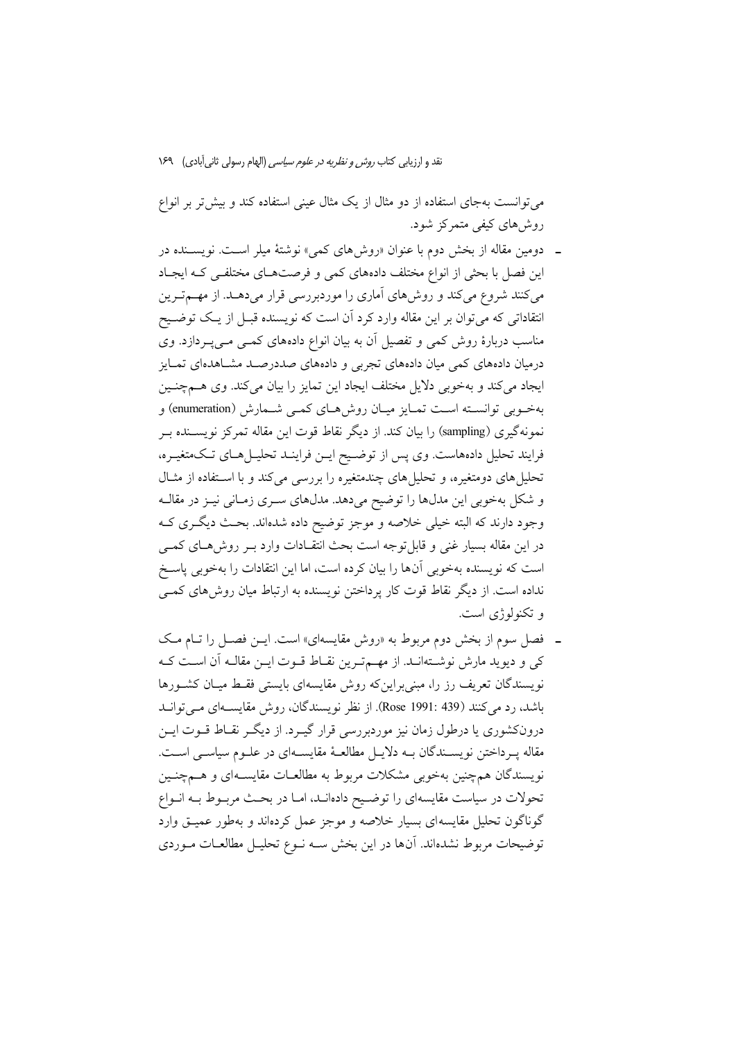می‌توانست به‌جای استفاده از دو مثال از یک مثال عینی استفاده کند و بیش‌تر بر انواع روش‌های کیفی متمرکز شود.

- دومین مقاله از بخش دوم با عنوان «روش‌های کمی» نوشتهٔ میلر است. نویسنده در این فصل با بحثی از انواع مختلف داده‌های کمی و فرصت‌های مختلفی که ایجاد می‌کنند شروع می‌کند و روش‌های آماری را موردبررسی قرار می‌دهد. از مهم‌ترین انتقاداتی که می‌توان بر این مقاله وارد کرد آن است که نویسنده قبل از یک توضیح مناسب دربارهٔ روش کمی و تفصیل آن به بیان انواع داده‌های کمی می‌پردازد. وی درمیان داده‌های کمی میان داده‌های تجربی و داده‌های صددرصد مشاهده‌ای تمایز ایجاد می‌کند و به‌خوبی دلایل مختلف ایجاد این تمایز را بیان می‌کند. وی هم‌چنین به‌خوبی توانسته است تمایز میان روش‌های کمی شمارش (enumeration) و نمونه‌گیری (sampling) را بیان کند. از دیگر نقاط قوت این مقاله تمرکز نویسنده بر فرایند تحلیل داده‌هاست. وی پس از توضیح این فرایند تحلیل‌های تک‌متغیره، تحلیل‌های دومتغیره، و تحلیل‌های چندمتغیره را بررسی می‌کند و با استفاده از مثال و شکل به‌خوبی این مدل‌ها را توضیح می‌دهد. مدل‌های سری زمانی نیز در مقاله وجود دارند که البته خیلی خلاصه و موجز توضیح داده شده‌اند. بحث دیگری که در این مقاله بسیار غنی و قابل‌توجه است بحث انتقادات وارد بر روش‌های کمی است که نویسنده به‌خوبی آن‌ها را بیان کرده است، اما این انتقادات را به‌خوبی پاسخ نداده است. از دیگر نقاط قوت کار پرداختن نویسنده به ارتباط میان روش‌های کمی و تکنولوژی است.

- فصل سوم از بخش دوم مربوط به «روش مقایسه‌ای» است. این فصل را تام مک کی و دیوید مارش نوشته‌اند. از مهم‌ترین نقاط قوت این مقاله آن است که نویسندگان تعریف رز را، مبنی‌براین‌که روش مقایسه‌ای بایستی فقط میان کشورها باشد، رد می‌کنند (Rose 1991: 439). از نظر نویسندگان، روش مقایسه‌ای می‌تواند درون‌کشوری یا درطول زمان نیز موردبررسی قرار گیرد. از دیگر نقاط قوت این مقاله پرداختن نویسندگان به دلایل مطالعهٔ مقایسه‌ای در علوم سیاسی است. نویسندگان هم‌چنین به‌خوبی مشکلات مربوط به مطالعات مقایسه‌ای و هم‌چنین تحولات در سیاست مقایسه‌ای را توضیح داده‌اند، اما در بحث مربوط به انواع گوناگون تحلیل مقایسه‌ای بسیار خلاصه و موجز عمل کرده‌اند و به‌طور عمیق وارد توضیحات مربوط نشده‌اند. آن‌ها در این بخش سه نوع تحلیل مطالعات موردی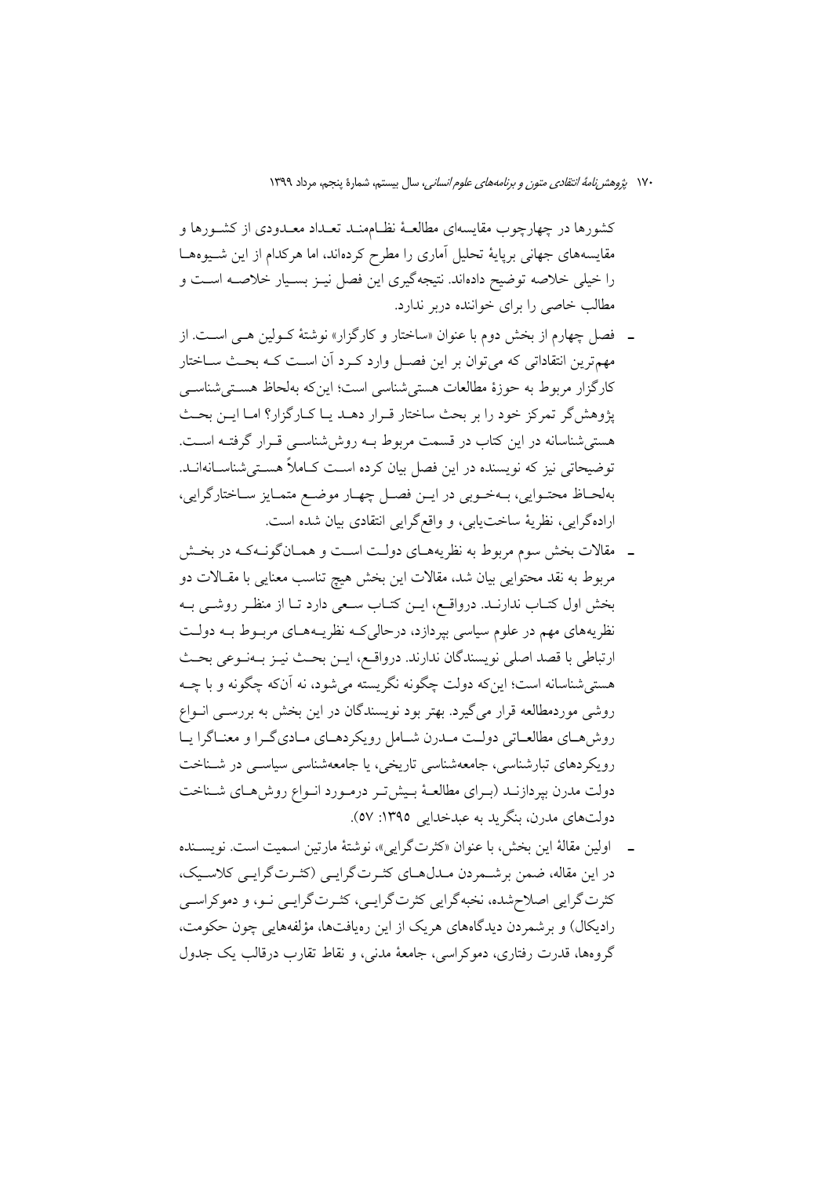کشورها در چهارچوب مقایسه‌ای مطالعهٔ نظام‌مند تعداد معدودی از کشورها و مقایسه‌های جهانی برپایهٔ تحلیل آماری را مطرح کرده‌اند، اما هرکدام از این شیوه‌ها را خیلی خلاصه توضیح داده‌اند. نتیجه‌گیری این فصل نیز بسیار خلاصه است و مطالب خاصی را برای خواننده دربر ندارد.

- فصل چهارم از بخش دوم با عنوان «ساختار و کارگزار» نوشتهٔ کولین هی است. از مهم‌ترین انتقاداتی که می‌توان بر این فصل وارد کرد آن است که بحث ساختار کارگزار مربوط به حوزهٔ مطالعات هستی‌شناسی است؛ این‌که به‌لحاظ هستی‌شناسی پژوهش‌گر تمرکز خود را بر بحث ساختار قرار دهد یا کارگزار؟ اما این بحث هستی‌شناسانه در این کتاب در قسمت مربوط به روش‌شناسی قرار گرفته است. توضیحاتی نیز که نویسنده در این فصل بیان کرده است کاملاً هستی‌شناسانه‌اند. به‌لحاظ محتوایی، به‌خوبی در این فصل چهار موضع متمایز ساختارگرایی، اراده‌گرایی، نظریهٔ ساخت‌یابی، و واقع‌گرایی انتقادی بیان شده است.
- مقالات بخش سوم مربوط به نظریه‌های دولت است و همان‌گونه‌که در بخش مربوط به نقد محتوایی بیان شد، مقالات این بخش هیچ تناسب معنایی با مقالات دو بخش اول کتاب ندارند. درواقع، این کتاب سعی دارد تا از منظر روشی به نظریه‌های مهم در علوم سیاسی بپردازد، درحالی‌که نظریه‌های مربوط به دولت ارتباطی با قصد اصلی نویسندگان ندارند. درواقع، این بحث نیز به‌نوعی بحث هستی‌شناسانه است؛ این‌که دولت چگونه نگریسته می‌شود، نه آن‌که چگونه و با چه روشی موردمطالعه قرار می‌گیرد. بهتر بود نویسندگان در این بخش به بررسی انواع روش‌های مطالعاتی دولت مدرن شامل رویکردهای مادی‌گرا و معناگرا یا رویکردهای تبارشناسی، جامعه‌شناسی تاریخی، یا جامعه‌شناسی سیاسی در شناخت دولت مدرن بپردازند (برای مطالعهٔ بیش‌تر درمورد انواع روش‌های شناخت دولت‌های مدرن، بنگرید به عبدخدایی ۱۳۹۵: ۵۷).
- اولین مقالهٔ این بخش، با عنوان «کثرت‌گرایی»، نوشتهٔ مارتین اسمیت است. نویسنده در این مقاله، ضمن برشمردن مدل‌های کثرت‌گرایی (کثرت‌گرایی کلاسیک، کثرت‌گرایی اصلاح‌شده، نخبه‌گرایی کثرت‌گرایی، کثرت‌گرایی نو، و دموکراسی رادیکال) و برشمردن دیدگاه‌های هریک از این رهیافت‌ها، مؤلفه‌هایی چون حکومت، گروه‌ها، قدرت رفتاری، دموکراسی، جامعهٔ مدنی، و نقاط تقارب درقالب یک جدول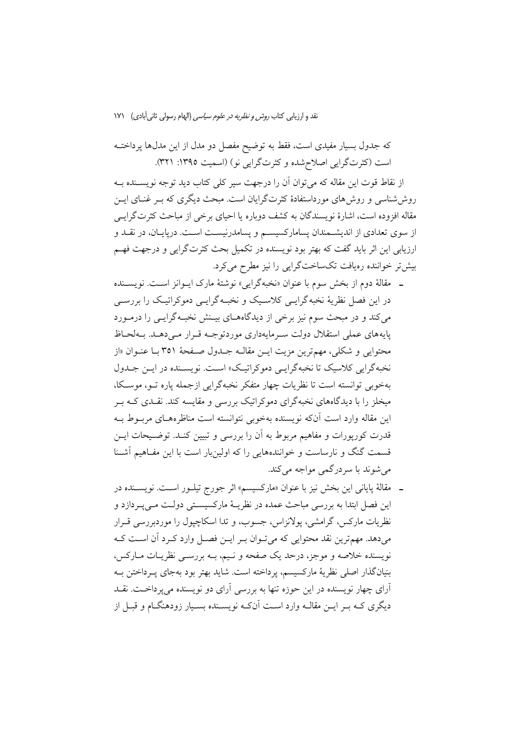که جدول بسیار مفیدی است، فقط به توضیح مفصل دو مدل از این مدل‌ها پرداخته است (کثرت‌گرایی اصلاح‌شده و کثرت‌گرایی نو) (اسمیت ۱۳۹۵: ۳۲۱).

از نقاط قوت این مقاله که می‌توان آن را درجهت سیر کلی کتاب دید توجه نویسنده به روش‌شناسی و روش‌های مورداستفادهٔ کثرت‌گرایان است. مبحث دیگری که بر غنای این مقاله افزوده است، اشارهٔ نویسندگان به کشف دوباره یا احیای برخی از مباحث کثرت‌گرایی از سوی تعدادی از اندیشمندان پسامارکسیسم و پسامدرنیست است. درپایان، در نقد و ارزیابی این اثر باید گفت که بهتر بود نویسنده در تکمیل بحث کثرت‌گرایی و درجهت فهم بیش‌تر خواننده رهیافت تک‌ساخت‌گرایی را نیز مطرح می‌کرد.

- مقالهٔ دوم از بخش سوم با عنوان «نخبه‌گرایی» نوشتهٔ مارک ایوانز است. نویسنده در این فصل نظریهٔ نخبه‌گرایی کلاسیک و نخبه‌گرایی دموکراتیک را بررسی می‌کند و در مبحث سوم نیز برخی از دیدگاه‌های بینش نخبه‌گرایی را درمورد پایه‌های عملی استقلال دولت سرمایه‌داری موردتوجه قرار می‌دهد. به‌لحاظ محتوایی و شکلی، مهم‌ترین مزیت این مقاله جدول صفحهٔ ۳۵۱ با عنوان «از نخبه‌گرایی کلاسیک تا نخبه‌گرایی دموکراتیک» است. نویسنده در این جدول به‌خوبی توانسته است تا نظریات چهار متفکر نخبه‌گرایی ازجمله پاره تو، موسکا، میخلز را با دیدگاه‌های نخبه‌گرای دموکراتیک بررسی و مقایسه کند. نقدی که بر این مقاله وارد است آن‌که نویسنده به‌خوبی نتوانسته است مناظره‌های مربوط به قدرت کورپورات و مفاهیم مربوط به آن را بررسی و تبیین کند. توضیحات این قسمت گنگ و نارساست و خواننده‌هایی را که اولین‌بار است با این مفاهیم آشنا می‌شوند با سردرگمی مواجه می‌کند.
- مقالهٔ پایانی این بخش نیز با عنوان «مارکسیسم» اثر جورج تیلور است. نویسنده در این فصل ابتدا به بررسی مباحث عمده در نظریهٔ مارکسیستی دولت می‌پردازد و نظریات مارکس، گرامشی، پولانزاس، جسوب، و تدا اسکاچپول را موردبررسی قرار می‌دهد. مهم‌ترین نقد محتوایی که می‌توان بر این فصل وارد کرد آن است که نویسنده خلاصه و موجز، درحد یک صفحه و نیم، به بررسی نظریات مارکس، بنیان‌گذار اصلی نظریهٔ مارکسیسم، پرداخته است. شاید بهتر بود به‌جای پرداختن به آرای چهار نویسنده در این حوزه تنها به بررسی آرای دو نویسنده می‌پرداخت. نقد دیگری که بر این مقاله وارد است آن‌که نویسنده بسیار زودهنگام و قبل از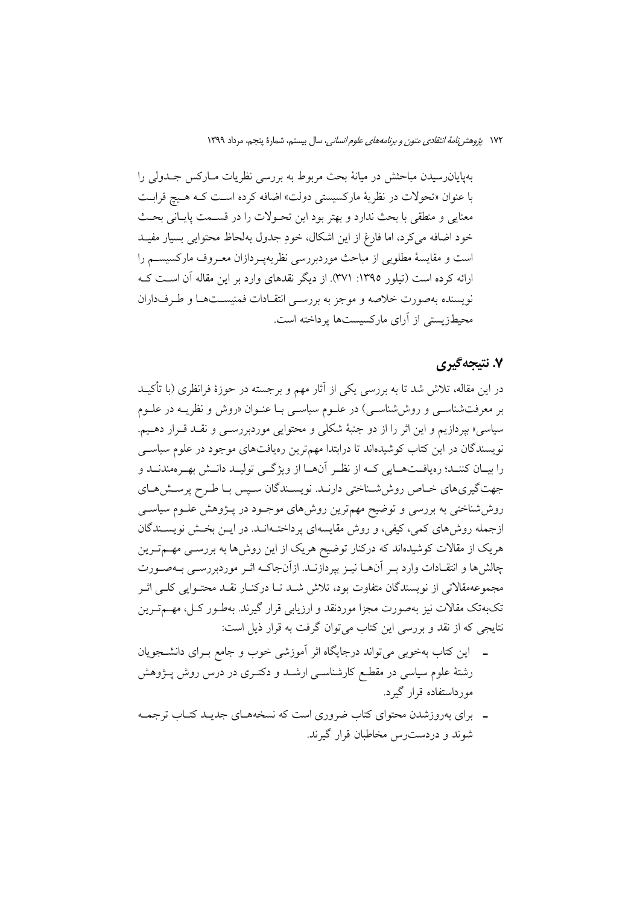به‌پایان‌رسیدن مباحثش در میانهٔ بحث مربوط به بررسی نظریات مارکس جدولی را با عنوان «تحولات در نظریهٔ مارکسیستی دولت» اضافه کرده است که هیچ قرابت معنایی و منطقی با بحث ندارد و بهتر بود این تحولات را در قسمت پایانی بحث خود اضافه می‌کرد، اما فارغ از این اشکال، خودِ جدول به‌لحاظ محتوایی بسیار مفید است و مقایسهٔ مطلوبی از مباحث موردبررسی نظریه‌پردازان معروف مارکسیسم را ارائه کرده است (تیلور ۱۳۹۵: ۳۷۱). از دیگر نقدهای وارد بر این مقاله آن است که نویسنده به‌صورت خلاصه و موجز به بررسی انتقادات فمنیست‌ها و طرف‌داران محیط‌زیستی از آرای مارکسیست‌ها پرداخته است.

## ۷. نتیجه‌گیری

در این مقاله، تلاش شد تا به بررسی یکی از آثار مهم و برجسته در حوزهٔ فرانظری (با تأکید بر معرفت‌شناسی و روش‌شناسی) در علوم سیاسی با عنوان «روش و نظریه در علوم سیاسی» بپردازیم و این اثر را از دو جنبهٔ شکلی و محتوایی موردبررسی و نقد قرار دهیم. نویسندگان در این کتاب کوشیده‌اند تا درابتدا مهم‌ترین رهیافت‌های موجود در علوم سیاسی را بیان کنند؛ رهیافت‌هایی که از نظر آن‌ها از ویژگی تولید دانش بهره‌مندند و جهت‌گیری‌های خاص روش‌شناختی دارند. نویسندگان سپس با طرح پرسش‌های روش‌شناختی به بررسی و توضیح مهم‌ترین روش‌های موجود در پژوهش علوم سیاسی ازجمله روش‌های کمی، کیفی، و روش مقایسه‌ای پرداخته‌اند. در این بخش نویسندگان هریک از مقالات کوشیده‌اند که درکنار توضیح هریک از این روش‌ها به بررسی مهم‌ترین چالش‌ها و انتقادات وارد بر آن‌ها نیز بپردازند. ازآن‌جاکه اثر موردبررسی به‌صورت مجموعه‌مقالاتی از نویسندگان متفاوت بود، تلاش شد تا درکنار نقد محتوایی کلی اثر تک‌به‌تک مقالات نیز به‌صورت مجزا موردنقد و ارزیابی قرار گیرند. به‌طور کل، مهم‌ترین نتایجی که از نقد و بررسی این کتاب می‌توان گرفت به قرار ذیل است:

- این کتاب به‌خوبی می‌تواند درجایگاه اثر آموزشی خوب و جامع برای دانشجویان رشتهٔ علوم سیاسی در مقطع کارشناسی ارشد و دکتری در درس روش پژوهش مورداستفاده قرار گیرد.
- برای به‌روزشدن محتوای کتاب ضروری است که نسخه‌های جدید کتاب ترجمه شوند و دردسترس مخاطبان قرار گیرند.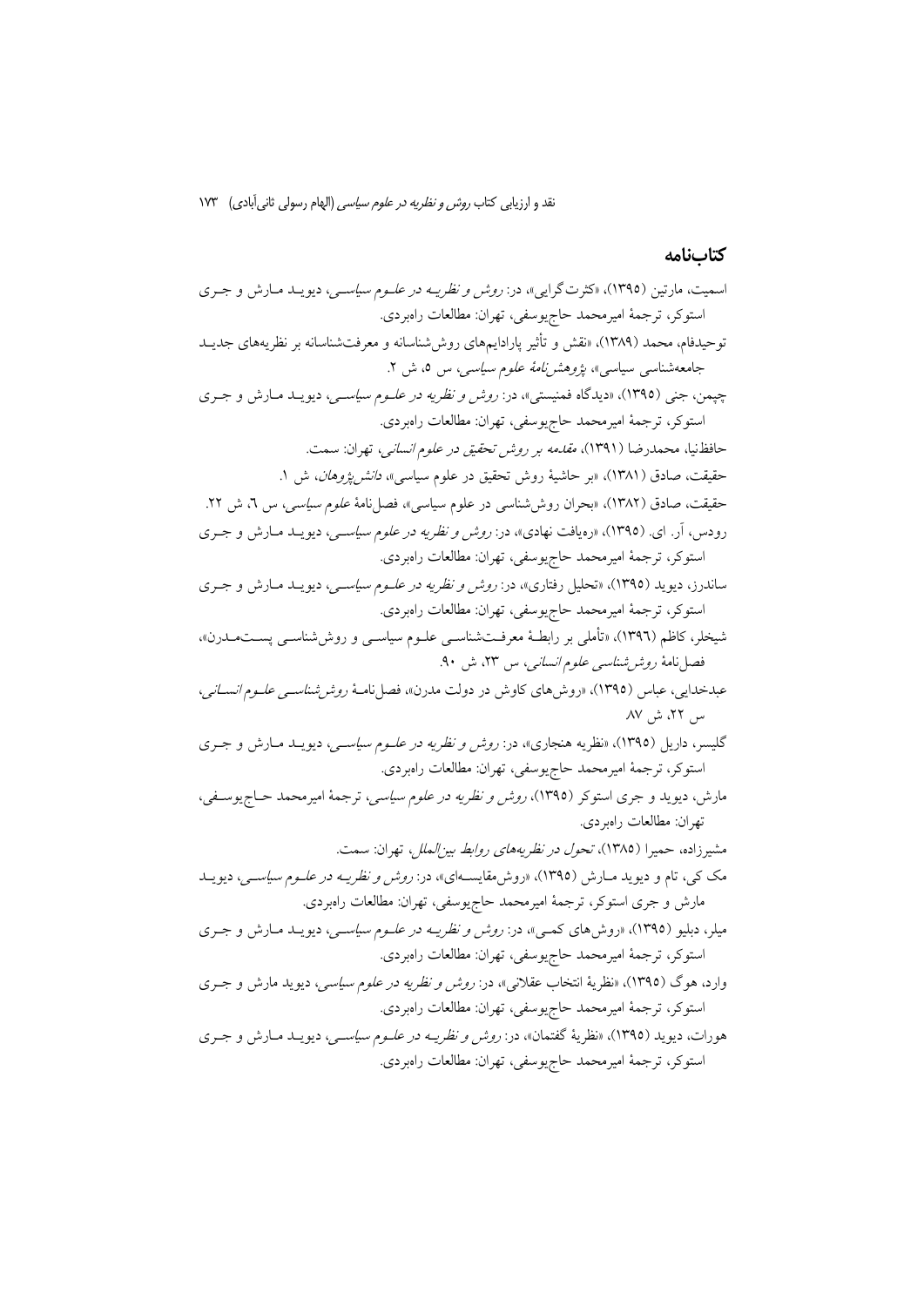## کتاب‌نامه

اسمیت، مارتین (۱۳۹۵)، «کثرت‌گرایی»، در: *روش و نظریه در علوم سیاسی*، دیوید مارش و جری استوکر، ترجمهٔ امیرمحمد حاجی‌یوسفی، تهران: مطالعات راهبردی.

توحیدفام، محمد (۱۳۸۹)، «نقش و تأثیر پارادایم‌های روش‌شناسانه و معرفت‌شناسانه بر نظریه‌های جدید جامعه‌شناسی سیاسی»، *پژوهش‌نامهٔ علوم سیاسی*، س ۵، ش ۲.

چیمن، جنی (۱۳۹۵)، «دیدگاه فمنیستی»، در: *روش و نظریه در علوم سیاسی*، دیوید مارش و جری استوکر، ترجمهٔ امیرمحمد حاجی‌یوسفی، تهران: مطالعات راهبردی.

حافظ‌نیا، محمدرضا (۱۳۹۱)، *مقدمه بر روش تحقیق در علوم انسانی*، تهران: سمت.

حقیقت، صادق (۱۳۸۱)، «بر حاشیهٔ روش تحقیق در علوم سیاسی»، *دانش‌پژوهان*، ش ۱.

حقیقت، صادق (۱۳۸۲)، «بحران روش‌شناسی در علوم سیاسی»، فصل‌نامهٔ *علوم سیاسی*، س ٦، ش ۲۲.

رودس، آر. ای. (۱۳۹۵)، «رهیافت نهادی»، در: *روش و نظریه در علوم سیاسی*، دیوید مارش و جری استوکر، ترجمهٔ امیرمحمد حاجی‌یوسفی، تهران: مطالعات راهبردی.

ساندرز، دیوید (۱۳۹۵)، «تحلیل رفتاری»، در: *روش و نظریه در علوم سیاسی*، دیوید مارش و جری استوکر، ترجمهٔ امیرمحمد حاجی‌یوسفی، تهران: مطالعات راهبردی.

شیخلر، کاظم (۱۳۹٦)، «تأملی بر رابطهٔ معرفت‌شناسی علوم سیاسی و روش‌شناسی پست‌مدرن»، فصل‌نامهٔ *روش‌شناسی علوم انسانی*، س ۲۳، ش ۹۰.

عبدخدایی، عباس (۱۳۹۵)، «روش‌های کاوش در دولت مدرن»، فصل‌نامهٔ *روش‌شناسی علوم انسانی*، س ۲۲، ش ۸۷.

گلیسر، داریل (۱۳۹۵)، «نظریه هنجاری»، در: *روش و نظریه در علوم سیاسی*، دیوید مارش و جری استوکر، ترجمهٔ امیرمحمد حاجی‌یوسفی، تهران: مطالعات راهبردی.

مارش، دیوید و جری استوکر (۱۳۹۵)، *روش و نظریه در علوم سیاسی*، ترجمهٔ امیرمحمد حاجی‌یوسفی، تهران: مطالعات راهبردی.

مشیرزاده، حمیرا (۱۳۸۵)، *تحول در نظریه‌های روابط بین‌الملل*، تهران: سمت.

مک کی، تام و دیوید مارش (۱۳۹۵)، «روش‌مقایسه‌ای»، در: *روش و نظریه در علوم سیاسی*، دیوید مارش و جری استوکر، ترجمهٔ امیرمحمد حاجی‌یوسفی، تهران: مطالعات راهبردی.

میلر، دبلیو (۱۳۹۵)، «روش‌های کمی»، در: *روش و نظریه در علوم سیاسی*، دیوید مارش و جری استوکر، ترجمهٔ امیرمحمد حاجی‌یوسفی، تهران: مطالعات راهبردی.

وارد، هوگ (۱۳۹۵)، «نظریهٔ انتخاب عقلانی»، در: *روش و نظریه در علوم سیاسی*، دیوید مارش و جری استوکر، ترجمهٔ امیرمحمد حاجی‌یوسفی، تهران: مطالعات راهبردی.

هورات، دیوید (۱۳۹۵)، «نظریهٔ گفتمان»، در: *روش و نظریه در علوم سیاسی*، دیوید مارش و جری استوکر، ترجمهٔ امیرمحمد حاجی‌یوسفی، تهران: مطالعات راهبردی.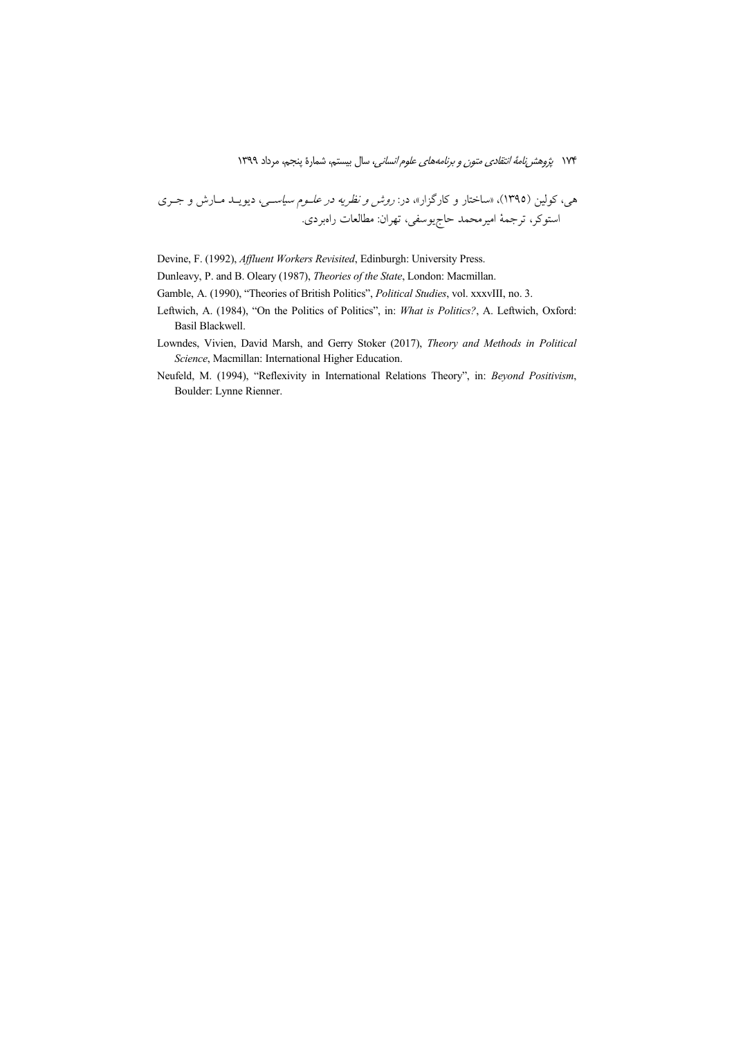هی، کولین (۱۳۹۵)، «ساختار و کارگزار»، در: *روش و نظریه در علوم سیاسی*، دیوید مارش و جری استوکر، ترجمهٔ امیرمحمد حاج‌یوسفی، تهران: مطالعات راهبردی.

Devine, F. (1992), *Affluent Workers Revisited*, Edinburgh: University Press.

Dunleavy, P. and B. Oleary (1987), *Theories of the State*, London: Macmillan.

Gamble, A. (1990), "Theories of British Politics", *Political Studies*, vol. xxxvIII, no. 3.

Leftwich, A. (1984), "On the Politics of Politics", in: *What is Politics?*, A. Leftwich, Oxford: Basil Blackwell.

Lowndes, Vivien, David Marsh, and Gerry Stoker (2017), *Theory and Methods in Political Science*, Macmillan: International Higher Education.

Neufeld, M. (1994), "Reflexivity in International Relations Theory", in: *Beyond Positivism*, Boulder: Lynne Rienner.